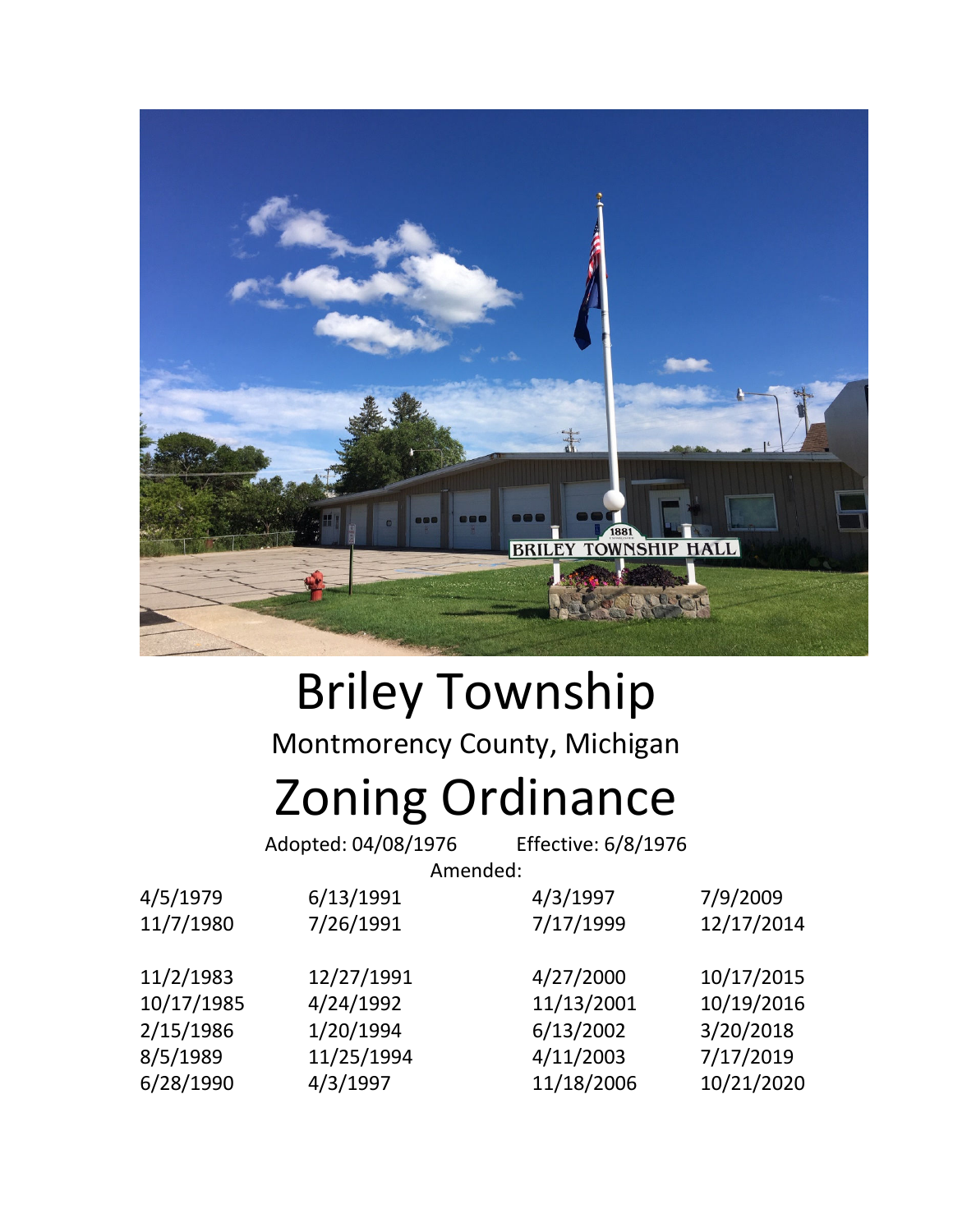# Briley Township

Montmorency County, Michigan

# Zoning Ordinance

Adopted: 04/08/1976 Effective: 6/8/1976

Amended:

| | | | |
|---|---|---|---|
| 4/5/1979 | 6/13/1991 | 4/3/1997 | 7/9/2009 |
| 11/7/1980 | 7/26/1991 | 7/17/1999 | 12/17/2014 |
| 11/2/1983 | 12/27/1991 | 4/27/2000 | 10/17/2015 |
| 10/17/1985 | 4/24/1992 | 11/13/2001 | 10/19/2016 |
| 2/15/1986 | 1/20/1994 | 6/13/2002 | 3/20/2018 |
| 8/5/1989 | 11/25/1994 | 4/11/2003 | 7/17/2019 |
| 6/28/1990 | 4/3/1997 | 11/18/2006 | 10/21/2020 |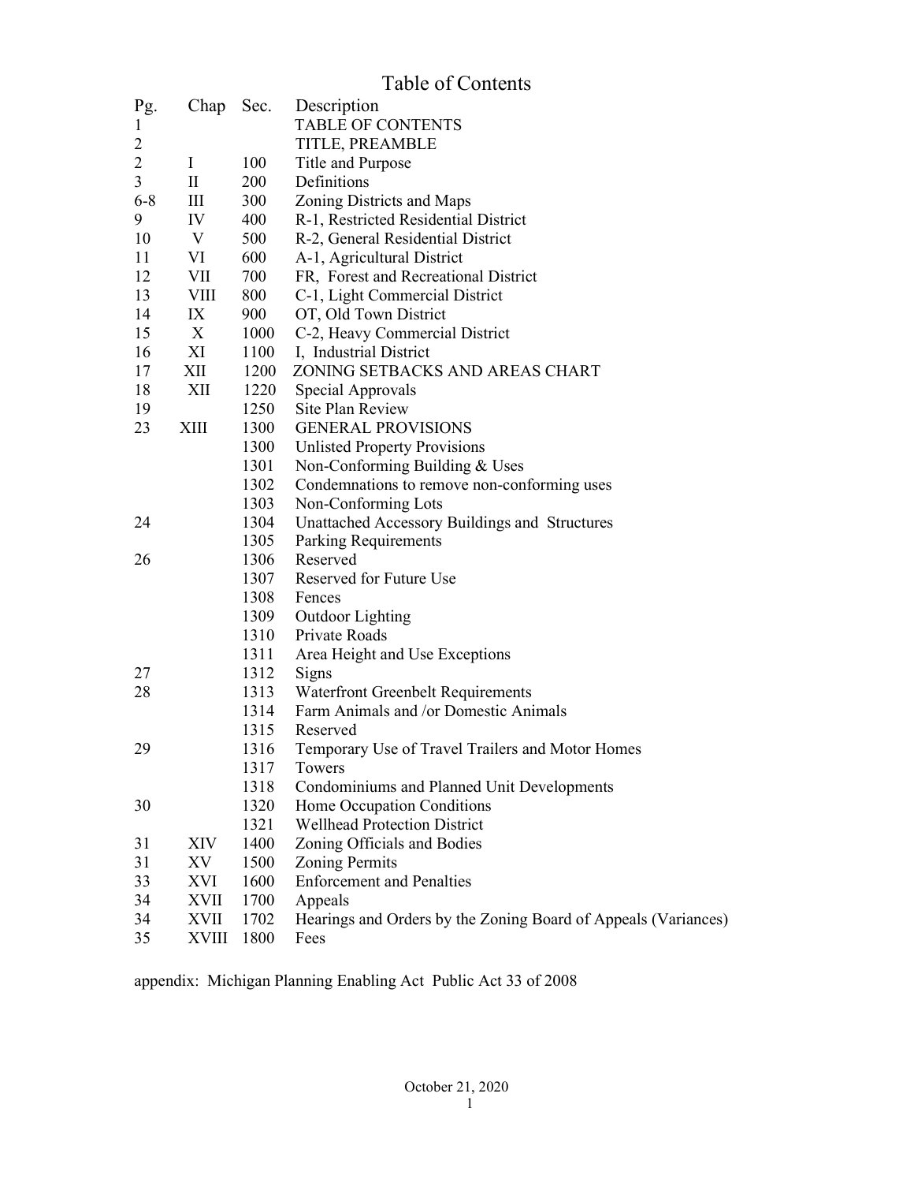# Table of Contents

| Pg. | Chap | Sec. | Description |
|---|---|---|---|
| 1 | | | TABLE OF CONTENTS |
| 2 | | | TITLE, PREAMBLE |
| 2 | I | 100 | Title and Purpose |
| 3 | II | 200 | Definitions |
| 6-8 | III | 300 | Zoning Districts and Maps |
| 9 | IV | 400 | R-1, Restricted Residential District |
| 10 | V | 500 | R-2, General Residential District |
| 11 | VI | 600 | A-1, Agricultural District |
| 12 | VII | 700 | FR, Forest and Recreational District |
| 13 | VIII | 800 | C-1, Light Commercial District |
| 14 | IX | 900 | OT, Old Town District |
| 15 | X | 1000 | C-2, Heavy Commercial District |
| 16 | XI | 1100 | I, Industrial District |
| 17 | XII | 1200 | ZONING SETBACKS AND AREAS CHART |
| 18 | XII | 1220 | Special Approvals |
| 19 | | 1250 | Site Plan Review |
| 23 | XIII | 1300 | GENERAL PROVISIONS |
| | | 1300 | Unlisted Property Provisions |
| | | 1301 | Non-Conforming Building & Uses |
| | | 1302 | Condemnations to remove non-conforming uses |
| | | 1303 | Non-Conforming Lots |
| 24 | | 1304 | Unattached Accessory Buildings and Structures |
| | | 1305 | Parking Requirements |
| 26 | | 1306 | Reserved |
| | | 1307 | Reserved for Future Use |
| | | 1308 | Fences |
| | | 1309 | Outdoor Lighting |
| | | 1310 | Private Roads |
| | | 1311 | Area Height and Use Exceptions |
| 27 | | 1312 | Signs |
| 28 | | 1313 | Waterfront Greenbelt Requirements |
| | | 1314 | Farm Animals and /or Domestic Animals |
| | | 1315 | Reserved |
| 29 | | 1316 | Temporary Use of Travel Trailers and Motor Homes |
| | | 1317 | Towers |
| | | 1318 | Condominiums and Planned Unit Developments |
| 30 | | 1320 | Home Occupation Conditions |
| | | 1321 | Wellhead Protection District |
| 31 | XIV | 1400 | Zoning Officials and Bodies |
| 31 | XV | 1500 | Zoning Permits |
| 33 | XVI | 1600 | Enforcement and Penalties |
| 34 | XVII | 1700 | Appeals |
| 34 | XVII | 1702 | Hearings and Orders by the Zoning Board of Appeals (Variances) |
| 35 | XVIII | 1800 | Fees |

appendix: Michigan Planning Enabling Act Public Act 33 of 2008

October 21, 2020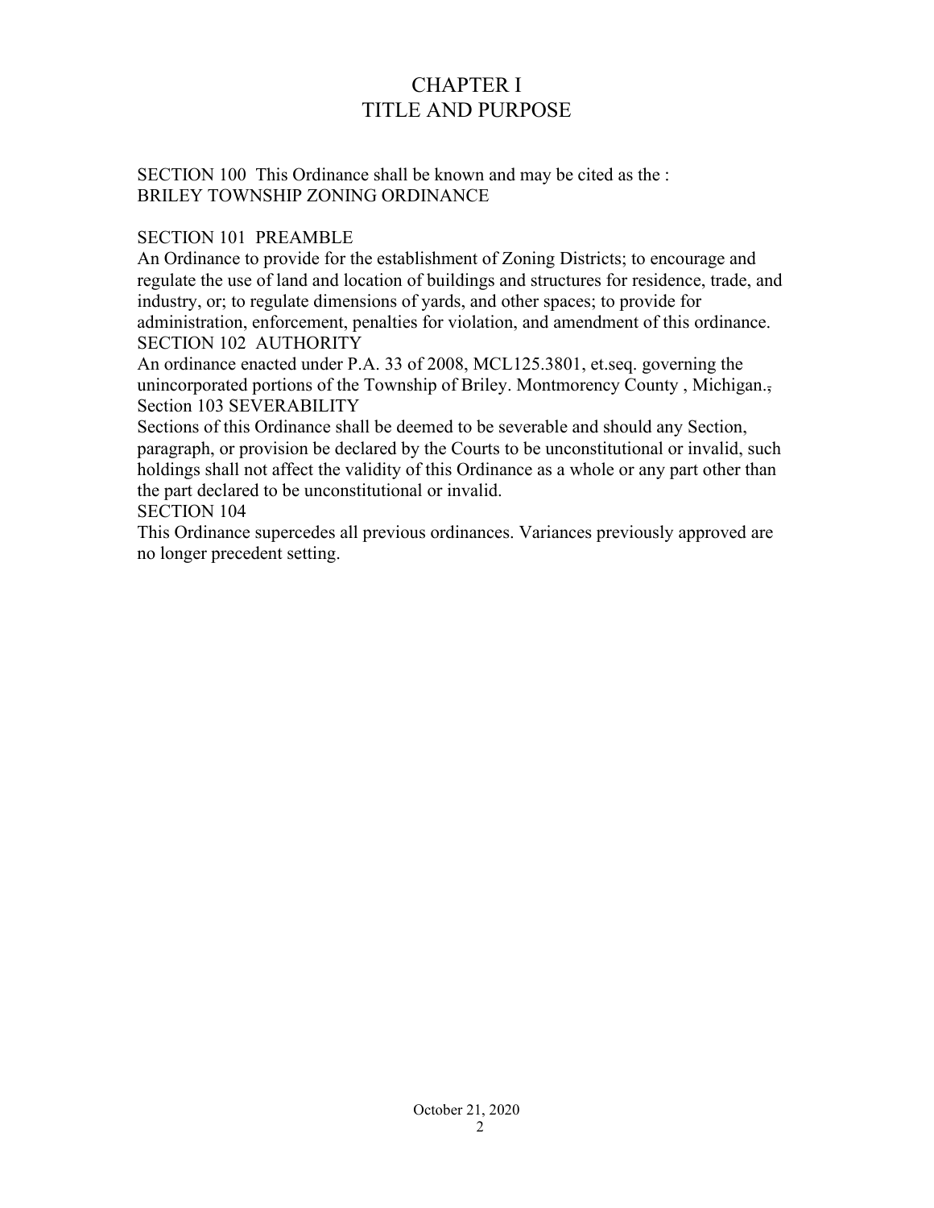# CHAPTER I
# TITLE AND PURPOSE

SECTION 100 This Ordinance shall be known and may be cited as the :
BRILEY TOWNSHIP ZONING ORDINANCE

SECTION 101 PREAMBLE
An Ordinance to provide for the establishment of Zoning Districts; to encourage and regulate the use of land and location of buildings and structures for residence, trade, and industry, or; to regulate dimensions of yards, and other spaces; to provide for administration, enforcement, penalties for violation, and amendment of this ordinance.
SECTION 102 AUTHORITY
An ordinance enacted under P.A. 33 of 2008, MCL125.3801, et.seq. governing the unincorporated portions of the Township of Briley. Montmorency County , Michigan.,
Section 103 SEVERABILITY
Sections of this Ordinance shall be deemed to be severable and should any Section, paragraph, or provision be declared by the Courts to be unconstitutional or invalid, such holdings shall not affect the validity of this Ordinance as a whole or any part other than the part declared to be unconstitutional or invalid.
SECTION 104
This Ordinance supercedes all previous ordinances. Variances previously approved are no longer precedent setting.

October 21, 2020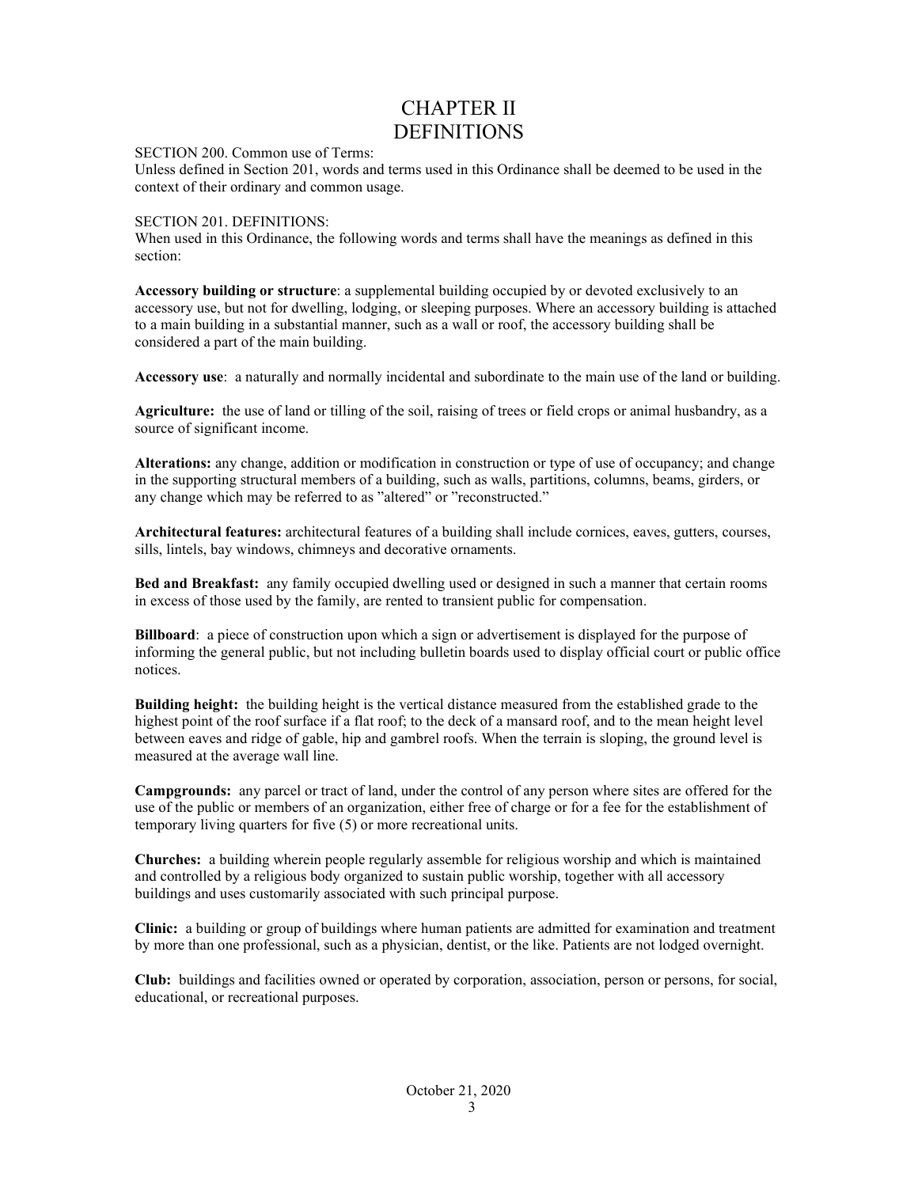# CHAPTER II
# DEFINITIONS

SECTION 200. Common use of Terms:

Unless defined in Section 201, words and terms used in this Ordinance shall be deemed to be used in the context of their ordinary and common usage.

SECTION 201. DEFINITIONS:

When used in this Ordinance, the following words and terms shall have the meanings as defined in this section:

**Accessory building or structure**: a supplemental building occupied by or devoted exclusively to an accessory use, but not for dwelling, lodging, or sleeping purposes. Where an accessory building is attached to a main building in a substantial manner, such as a wall or roof, the accessory building shall be considered a part of the main building.

**Accessory use**: a naturally and normally incidental and subordinate to the main use of the land or building.

**Agriculture:** the use of land or tilling of the soil, raising of trees or field crops or animal husbandry, as a source of significant income.

**Alterations:** any change, addition or modification in construction or type of use of occupancy; and change in the supporting structural members of a building, such as walls, partitions, columns, beams, girders, or any change which may be referred to as "altered" or "reconstructed."

**Architectural features:** architectural features of a building shall include cornices, eaves, gutters, courses, sills, lintels, bay windows, chimneys and decorative ornaments.

**Bed and Breakfast:** any family occupied dwelling used or designed in such a manner that certain rooms in excess of those used by the family, are rented to transient public for compensation.

**Billboard**: a piece of construction upon which a sign or advertisement is displayed for the purpose of informing the general public, but not including bulletin boards used to display official court or public office notices.

**Building height:** the building height is the vertical distance measured from the established grade to the highest point of the roof surface if a flat roof; to the deck of a mansard roof, and to the mean height level between eaves and ridge of gable, hip and gambrel roofs. When the terrain is sloping, the ground level is measured at the average wall line.

**Campgrounds:** any parcel or tract of land, under the control of any person where sites are offered for the use of the public or members of an organization, either free of charge or for a fee for the establishment of temporary living quarters for five (5) or more recreational units.

**Churches:** a building wherein people regularly assemble for religious worship and which is maintained and controlled by a religious body organized to sustain public worship, together with all accessory buildings and uses customarily associated with such principal purpose.

**Clinic:** a building or group of buildings where human patients are admitted for examination and treatment by more than one professional, such as a physician, dentist, or the like. Patients are not lodged overnight.

**Club:** buildings and facilities owned or operated by corporation, association, person or persons, for social, educational, or recreational purposes.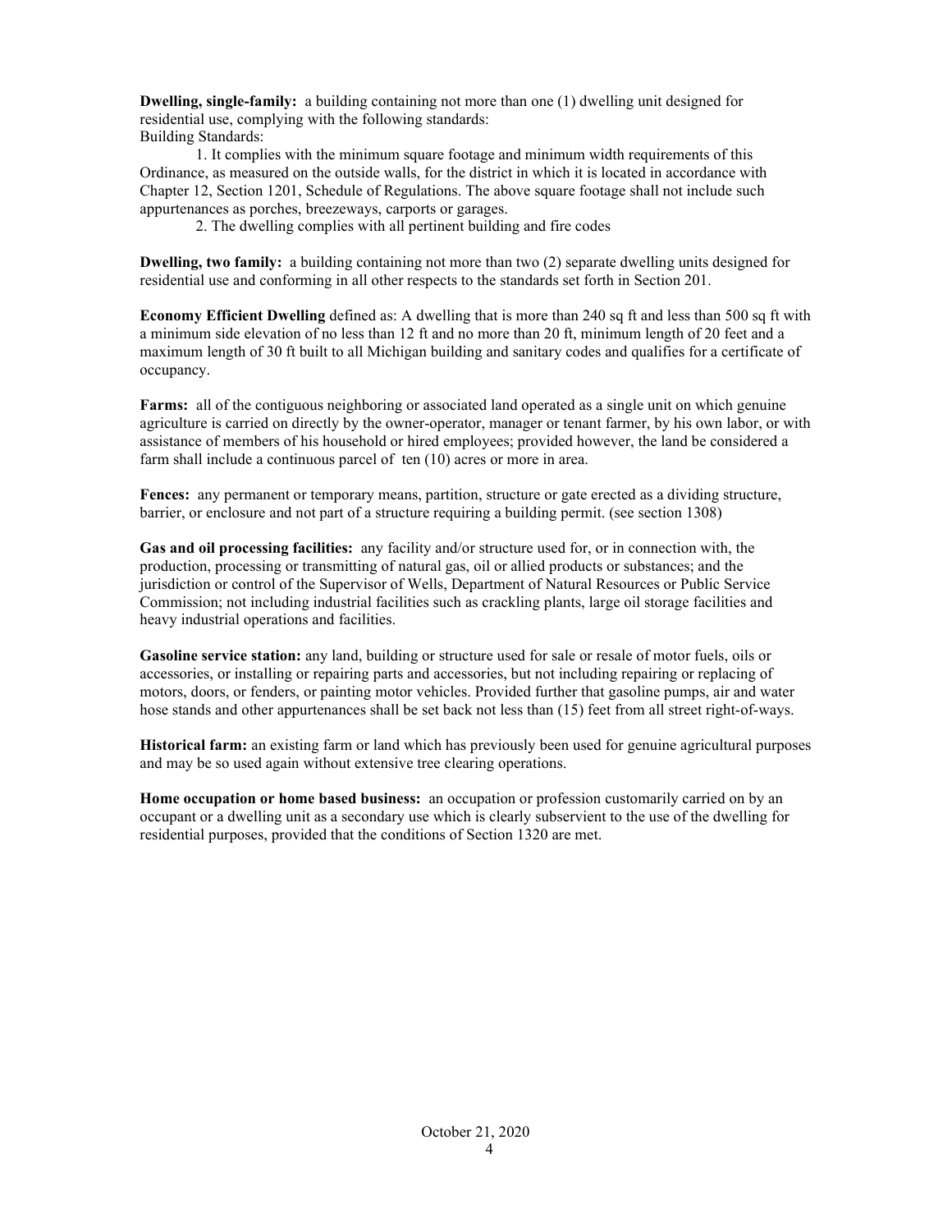**Dwelling, single-family:** a building containing not more than one (1) dwelling unit designed for residential use, complying with the following standards:
Building Standards:

1. It complies with the minimum square footage and minimum width requirements of this Ordinance, as measured on the outside walls, for the district in which it is located in accordance with Chapter 12, Section 1201, Schedule of Regulations. The above square footage shall not include such appurtenances as porches, breezeways, carports or garages.
2. The dwelling complies with all pertinent building and fire codes

**Dwelling, two family:** a building containing not more than two (2) separate dwelling units designed for residential use and conforming in all other respects to the standards set forth in Section 201.

**Economy Efficient Dwelling** defined as: A dwelling that is more than 240 sq ft and less than 500 sq ft with a minimum side elevation of no less than 12 ft and no more than 20 ft, minimum length of 20 feet and a maximum length of 30 ft built to all Michigan building and sanitary codes and qualifies for a certificate of occupancy.

**Farms:** all of the contiguous neighboring or associated land operated as a single unit on which genuine agriculture is carried on directly by the owner-operator, manager or tenant farmer, by his own labor, or with assistance of members of his household or hired employees; provided however, the land be considered a farm shall include a continuous parcel of ten (10) acres or more in area.

**Fences:** any permanent or temporary means, partition, structure or gate erected as a dividing structure, barrier, or enclosure and not part of a structure requiring a building permit. (see section 1308)

**Gas and oil processing facilities:** any facility and/or structure used for, or in connection with, the production, processing or transmitting of natural gas, oil or allied products or substances; and the jurisdiction or control of the Supervisor of Wells, Department of Natural Resources or Public Service Commission; not including industrial facilities such as crackling plants, large oil storage facilities and heavy industrial operations and facilities.

**Gasoline service station:** any land, building or structure used for sale or resale of motor fuels, oils or accessories, or installing or repairing parts and accessories, but not including repairing or replacing of motors, doors, or fenders, or painting motor vehicles. Provided further that gasoline pumps, air and water hose stands and other appurtenances shall be set back not less than (15) feet from all street right-of-ways.

**Historical farm:** an existing farm or land which has previously been used for genuine agricultural purposes and may be so used again without extensive tree clearing operations.

**Home occupation or home based business:** an occupation or profession customarily carried on by an occupant or a dwelling unit as a secondary use which is clearly subservient to the use of the dwelling for residential purposes, provided that the conditions of Section 1320 are met.

October 21, 2020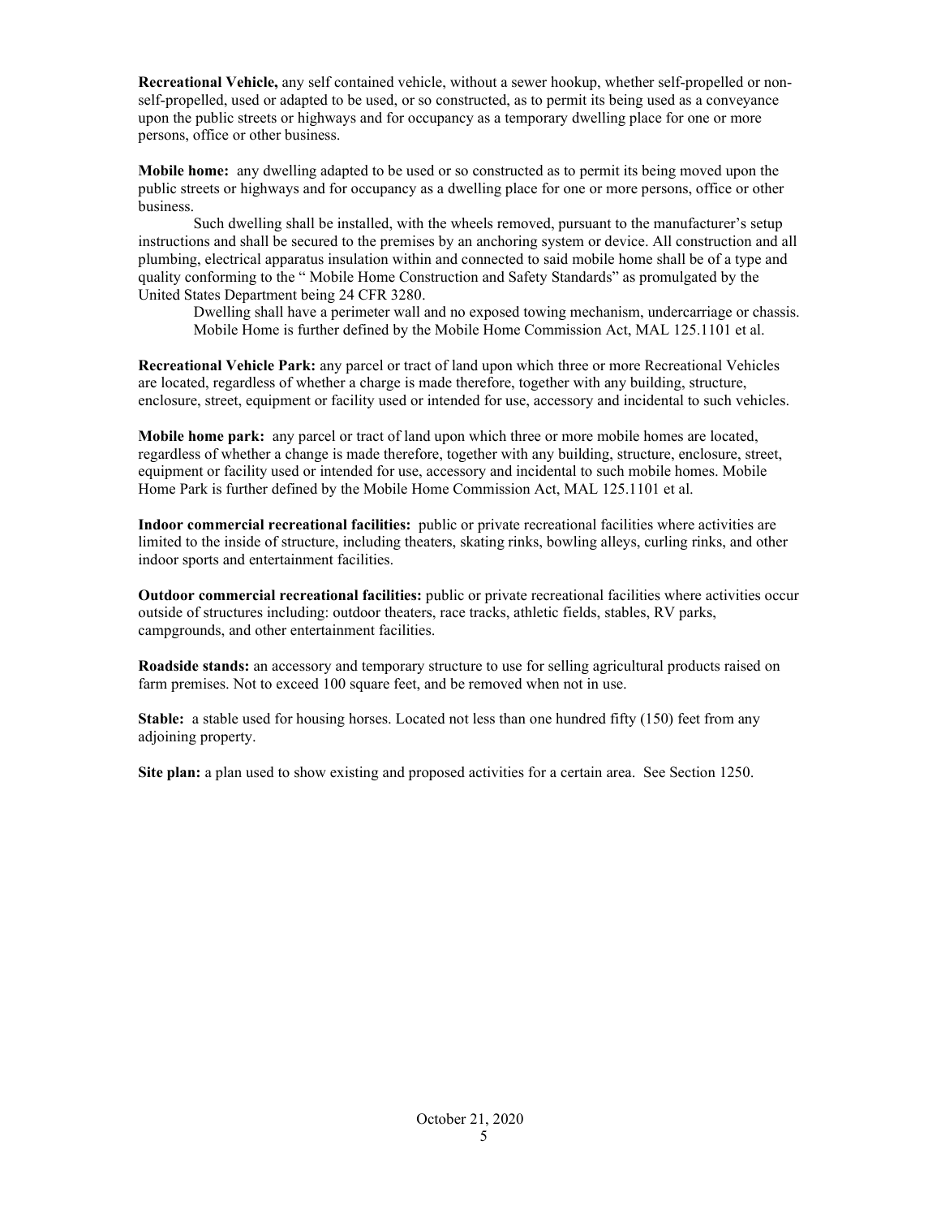**Recreational Vehicle,** any self contained vehicle, without a sewer hookup, whether self-propelled or non-self-propelled, used or adapted to be used, or so constructed, as to permit its being used as a conveyance upon the public streets or highways and for occupancy as a temporary dwelling place for one or more persons, office or other business.

**Mobile home:** any dwelling adapted to be used or so constructed as to permit its being moved upon the public streets or highways and for occupancy as a dwelling place for one or more persons, office or other business.

Such dwelling shall be installed, with the wheels removed, pursuant to the manufacturer's setup instructions and shall be secured to the premises by an anchoring system or device. All construction and all plumbing, electrical apparatus insulation within and connected to said mobile home shall be of a type and quality conforming to the " Mobile Home Construction and Safety Standards" as promulgated by the United States Department being 24 CFR 3280.

Dwelling shall have a perimeter wall and no exposed towing mechanism, undercarriage or chassis. Mobile Home is further defined by the Mobile Home Commission Act, MAL 125.1101 et al.

**Recreational Vehicle Park:** any parcel or tract of land upon which three or more Recreational Vehicles are located, regardless of whether a charge is made therefore, together with any building, structure, enclosure, street, equipment or facility used or intended for use, accessory and incidental to such vehicles.

**Mobile home park:** any parcel or tract of land upon which three or more mobile homes are located, regardless of whether a change is made therefore, together with any building, structure, enclosure, street, equipment or facility used or intended for use, accessory and incidental to such mobile homes. Mobile Home Park is further defined by the Mobile Home Commission Act, MAL 125.1101 et al.

**Indoor commercial recreational facilities:** public or private recreational facilities where activities are limited to the inside of structure, including theaters, skating rinks, bowling alleys, curling rinks, and other indoor sports and entertainment facilities.

**Outdoor commercial recreational facilities:** public or private recreational facilities where activities occur outside of structures including: outdoor theaters, race tracks, athletic fields, stables, RV parks, campgrounds, and other entertainment facilities.

**Roadside stands:** an accessory and temporary structure to use for selling agricultural products raised on farm premises. Not to exceed 100 square feet, and be removed when not in use.

**Stable:** a stable used for housing horses. Located not less than one hundred fifty (150) feet from any adjoining property.

**Site plan:** a plan used to show existing and proposed activities for a certain area. See Section 1250.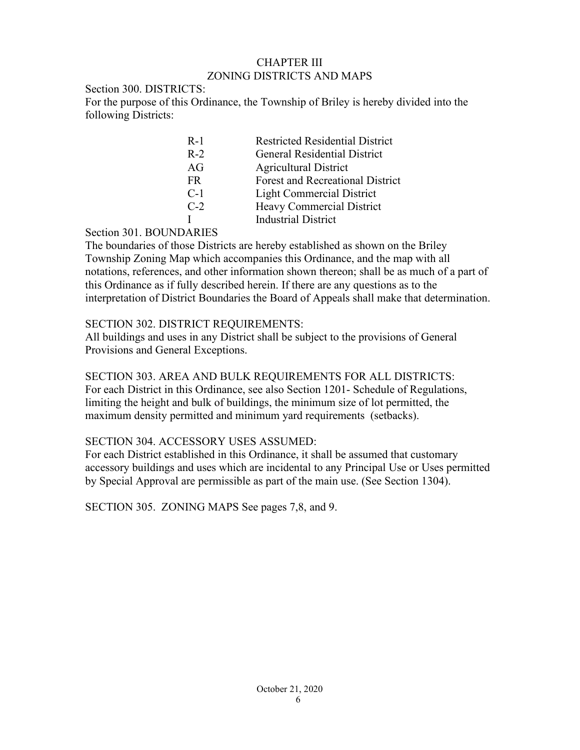# CHAPTER III
## ZONING DISTRICTS AND MAPS

Section 300. DISTRICTS:
For the purpose of this Ordinance, the Township of Briley is hereby divided into the following Districts:

| | |
|---|---|
| R-1 | Restricted Residential District |
| R-2 | General Residential District |
| AG | Agricultural District |
| FR | Forest and Recreational District |
| C-1 | Light Commercial District |
| C-2 | Heavy Commercial District |
| I | Industrial District |

Section 301. BOUNDARIES
The boundaries of those Districts are hereby established as shown on the Briley Township Zoning Map which accompanies this Ordinance, and the map with all notations, references, and other information shown thereon; shall be as much of a part of this Ordinance as if fully described herein. If there are any questions as to the interpretation of District Boundaries the Board of Appeals shall make that determination.

SECTION 302. DISTRICT REQUIREMENTS:
All buildings and uses in any District shall be subject to the provisions of General Provisions and General Exceptions.

SECTION 303. AREA AND BULK REQUIREMENTS FOR ALL DISTRICTS:
For each District in this Ordinance, see also Section 1201- Schedule of Regulations, limiting the height and bulk of buildings, the minimum size of lot permitted, the maximum density permitted and minimum yard requirements (setbacks).

SECTION 304. ACCESSORY USES ASSUMED:
For each District established in this Ordinance, it shall be assumed that customary accessory buildings and uses which are incidental to any Principal Use or Uses permitted by Special Approval are permissible as part of the main use. (See Section 1304).

SECTION 305. ZONING MAPS See pages 7,8, and 9.

October 21, 2020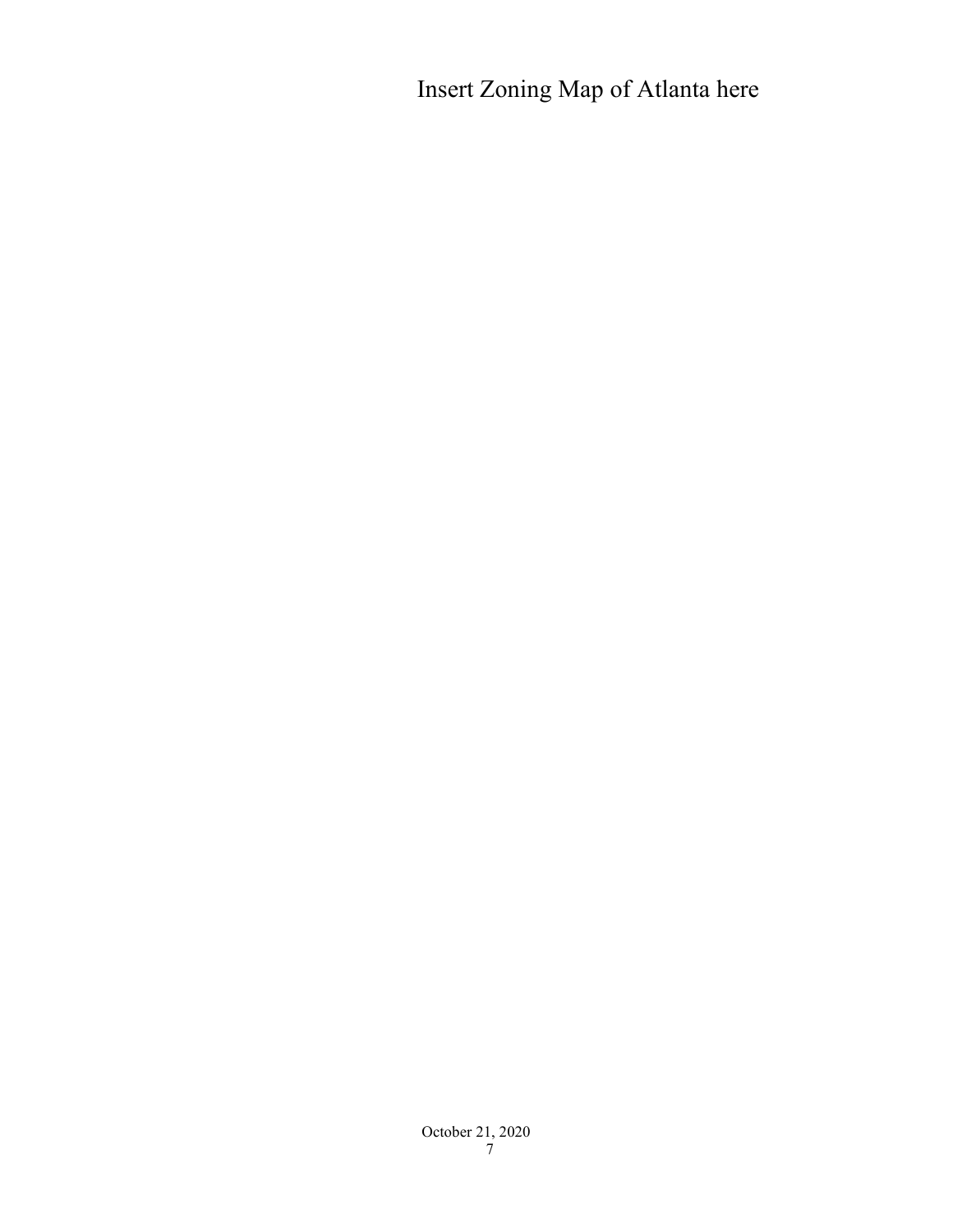Insert Zoning Map of Atlanta here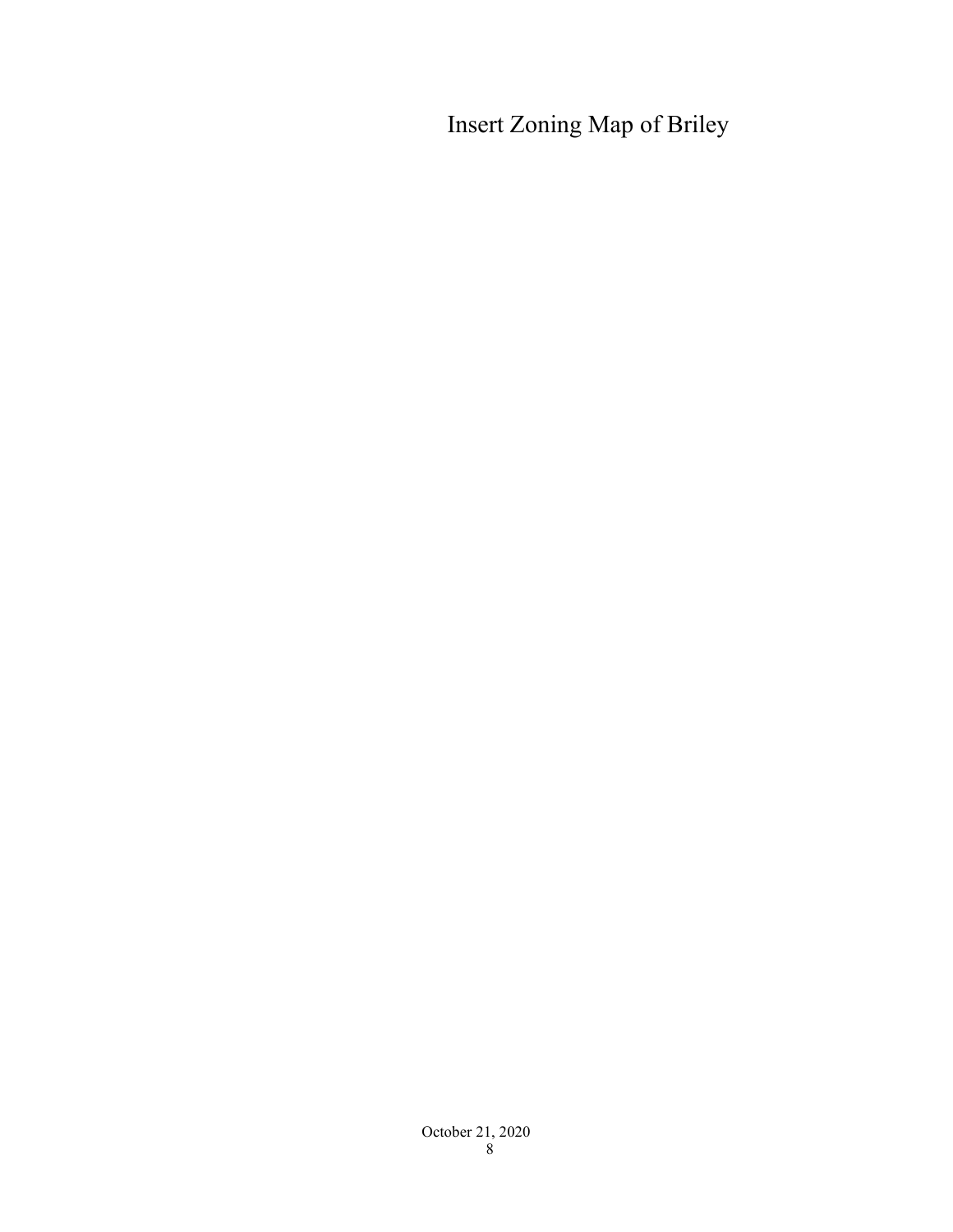Insert Zoning Map of Briley

October 21, 2020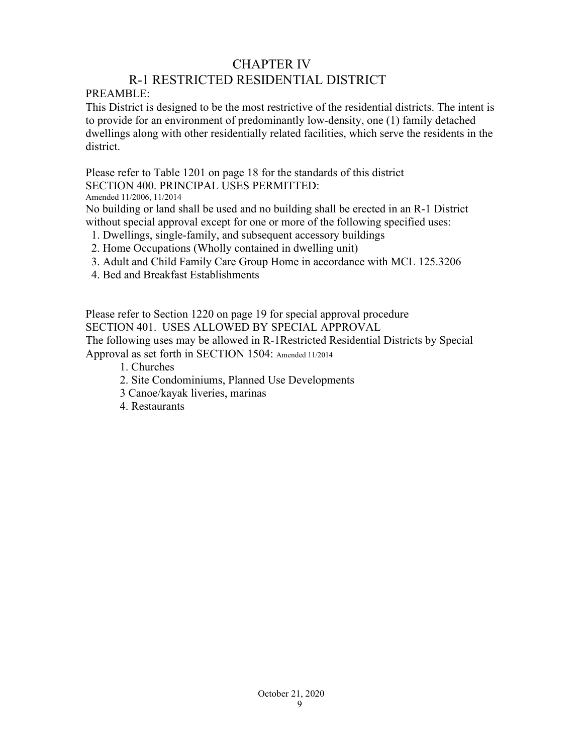# CHAPTER IV

## R-1 RESTRICTED RESIDENTIAL DISTRICT

PREAMBLE:

This District is designed to be the most restrictive of the residential districts. The intent is to provide for an environment of predominantly low-density, one (1) family detached dwellings along with other residentially related facilities, which serve the residents in the district.

Please refer to Table 1201 on page 18 for the standards of this district

SECTION 400. PRINCIPAL USES PERMITTED:

Amended 11/2006, 11/2014

No building or land shall be used and no building shall be erected in an R-1 District without special approval except for one or more of the following specified uses:

1. Dwellings, single-family, and subsequent accessory buildings
2. Home Occupations (Wholly contained in dwelling unit)
3. Adult and Child Family Care Group Home in accordance with MCL 125.3206
4. Bed and Breakfast Establishments

Please refer to Section 1220 on page 19 for special approval procedure

SECTION 401. USES ALLOWED BY SPECIAL APPROVAL

The following uses may be allowed in R-1Restricted Residential Districts by Special Approval as set forth in SECTION 1504: Amended 11/2014

1. Churches
2. Site Condominiums, Planned Use Developments

3 Canoe/kayak liveries, marinas

4. Restaurants

October 21, 2020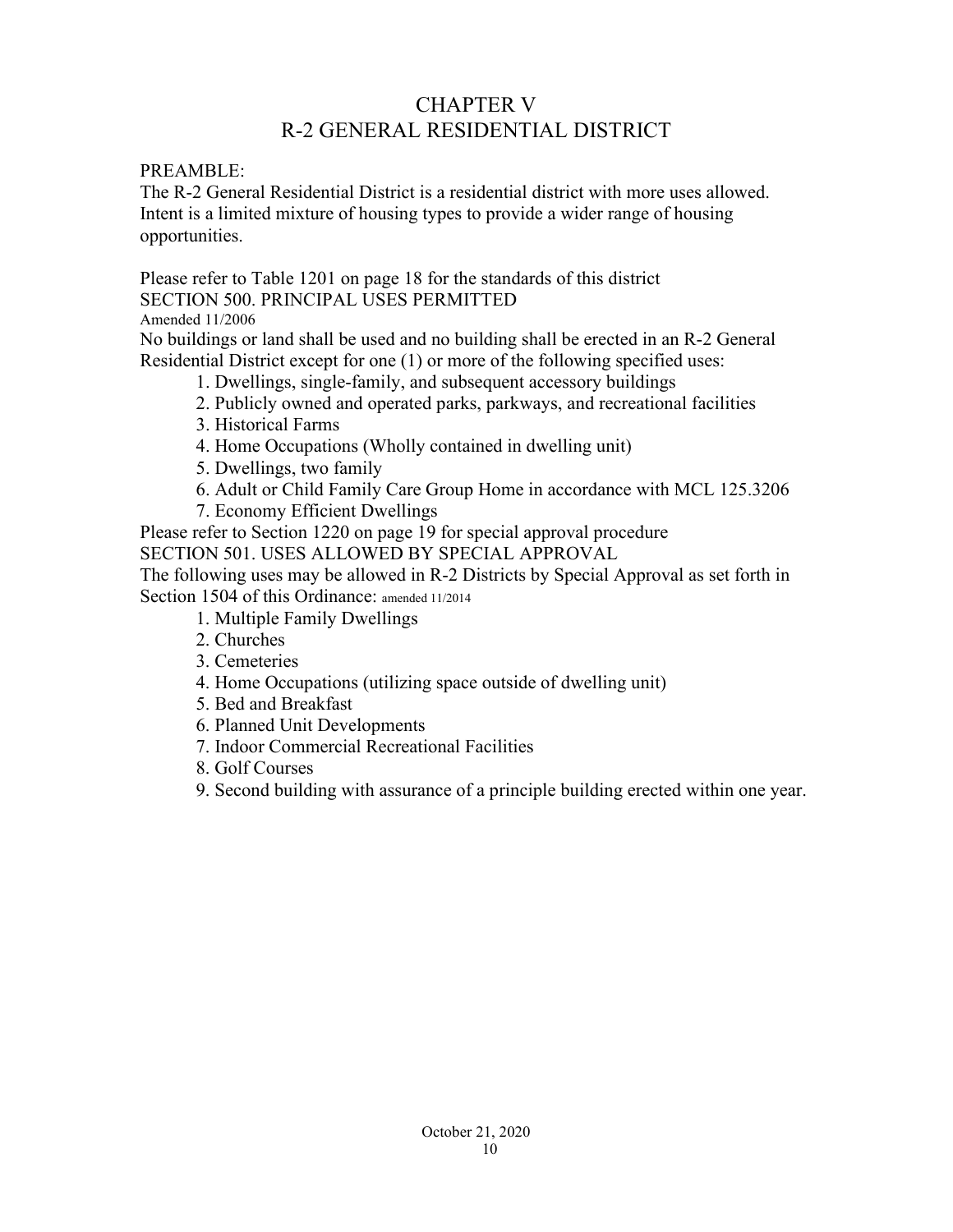# CHAPTER V
# R-2 GENERAL RESIDENTIAL DISTRICT

PREAMBLE:
The R-2 General Residential District is a residential district with more uses allowed. Intent is a limited mixture of housing types to provide a wider range of housing opportunities.

Please refer to Table 1201 on page 18 for the standards of this district

## SECTION 500. PRINCIPAL USES PERMITTED

Amended 11/2006

No buildings or land shall be used and no building shall be erected in an R-2 General Residential District except for one (1) or more of the following specified uses:

1. Dwellings, single-family, and subsequent accessory buildings
2. Publicly owned and operated parks, parkways, and recreational facilities
3. Historical Farms
4. Home Occupations (Wholly contained in dwelling unit)
5. Dwellings, two family
6. Adult or Child Family Care Group Home in accordance with MCL 125.3206
7. Economy Efficient Dwellings

Please refer to Section 1220 on page 19 for special approval procedure

## SECTION 501. USES ALLOWED BY SPECIAL APPROVAL

The following uses may be allowed in R-2 Districts by Special Approval as set forth in Section 1504 of this Ordinance: amended 11/2014

1. Multiple Family Dwellings
2. Churches
3. Cemeteries
4. Home Occupations (utilizing space outside of dwelling unit)
5. Bed and Breakfast
6. Planned Unit Developments
7. Indoor Commercial Recreational Facilities
8. Golf Courses
9. Second building with assurance of a principle building erected within one year.

October 21, 2020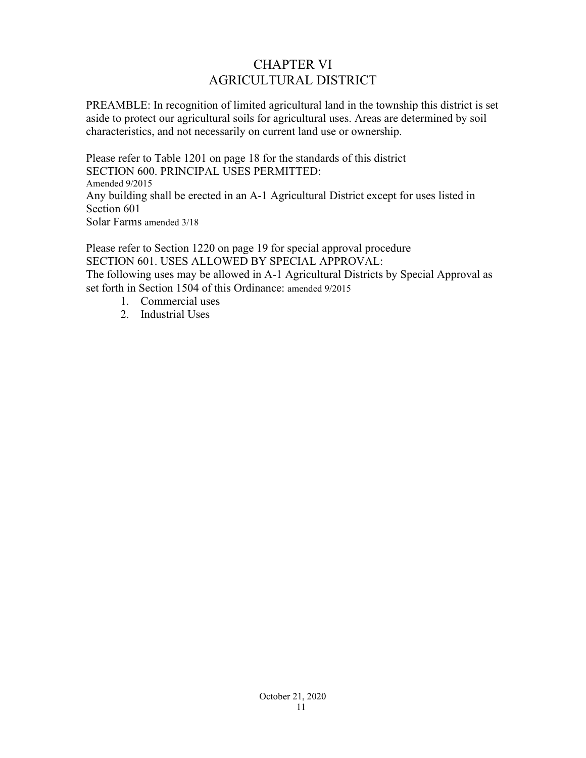# CHAPTER VI
# AGRICULTURAL DISTRICT

PREAMBLE: In recognition of limited agricultural land in the township this district is set aside to protect our agricultural soils for agricultural uses. Areas are determined by soil characteristics, and not necessarily on current land use or ownership.

Please refer to Table 1201 on page 18 for the standards of this district
SECTION 600. PRINCIPAL USES PERMITTED:
Amended 9/2015
Any building shall be erected in an A-1 Agricultural District except for uses listed in Section 601
Solar Farms amended 3/18

Please refer to Section 1220 on page 19 for special approval procedure
SECTION 601. USES ALLOWED BY SPECIAL APPROVAL:
The following uses may be allowed in A-1 Agricultural Districts by Special Approval as set forth in Section 1504 of this Ordinance: amended 9/2015

1. Commercial uses
2. Industrial Uses

October 21, 2020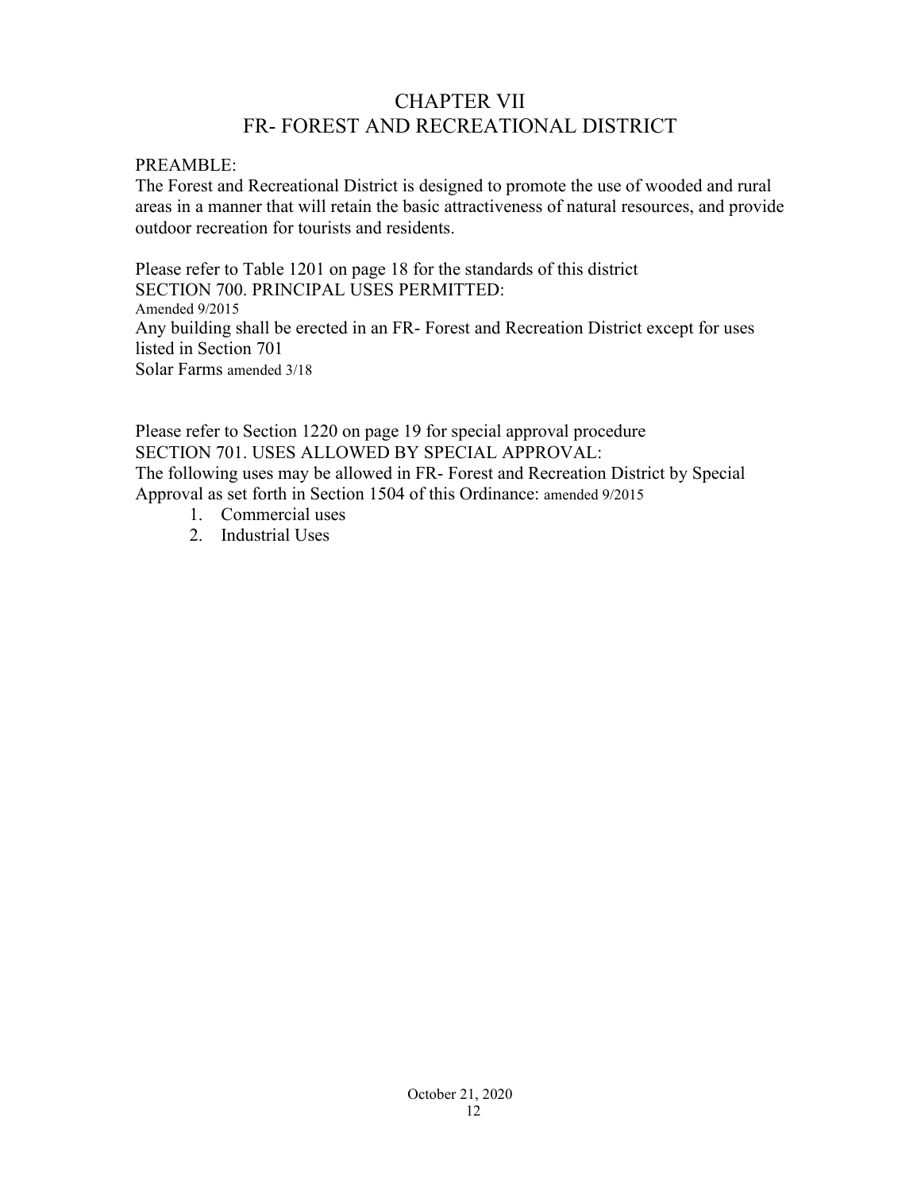# CHAPTER VII
# FR- FOREST AND RECREATIONAL DISTRICT

PREAMBLE:
The Forest and Recreational District is designed to promote the use of wooded and rural areas in a manner that will retain the basic attractiveness of natural resources, and provide outdoor recreation for tourists and residents.

Please refer to Table 1201 on page 18 for the standards of this district
SECTION 700. PRINCIPAL USES PERMITTED:
Amended 9/2015
Any building shall be erected in an FR- Forest and Recreation District except for uses listed in Section 701
Solar Farms amended 3/18

Please refer to Section 1220 on page 19 for special approval procedure
SECTION 701. USES ALLOWED BY SPECIAL APPROVAL:
The following uses may be allowed in FR- Forest and Recreation District by Special Approval as set forth in Section 1504 of this Ordinance: amended 9/2015

1. Commercial uses
2. Industrial Uses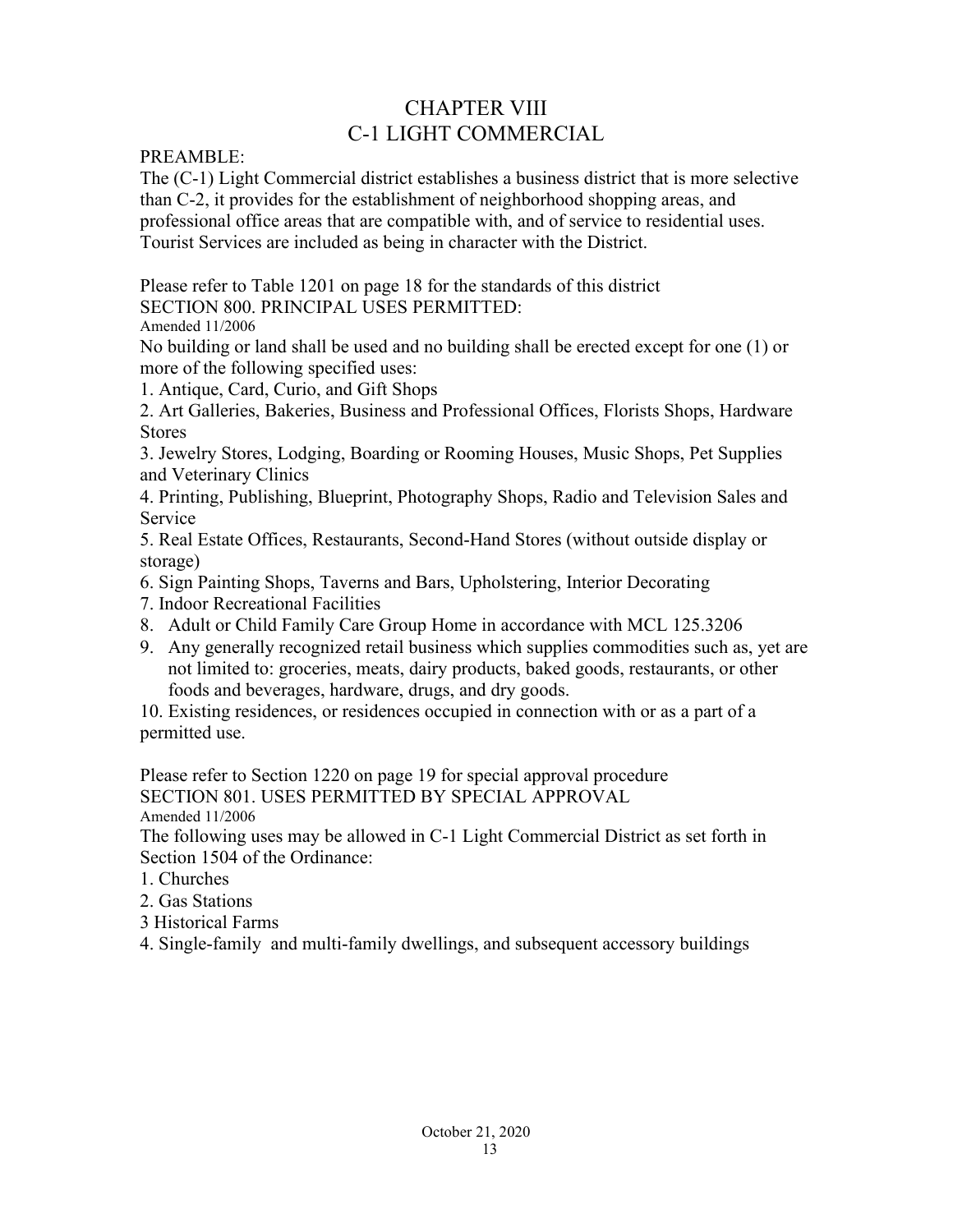# CHAPTER VIII
# C-1 LIGHT COMMERCIAL

PREAMBLE:

The (C-1) Light Commercial district establishes a business district that is more selective than C-2, it provides for the establishment of neighborhood shopping areas, and professional office areas that are compatible with, and of service to residential uses. Tourist Services are included as being in character with the District.

Please refer to Table 1201 on page 18 for the standards of this district

## SECTION 800. PRINCIPAL USES PERMITTED:

Amended 11/2006

No building or land shall be used and no building shall be erected except for one (1) or more of the following specified uses:

1. Antique, Card, Curio, and Gift Shops
2. Art Galleries, Bakeries, Business and Professional Offices, Florists Shops, Hardware Stores
3. Jewelry Stores, Lodging, Boarding or Rooming Houses, Music Shops, Pet Supplies and Veterinary Clinics
4. Printing, Publishing, Blueprint, Photography Shops, Radio and Television Sales and Service
5. Real Estate Offices, Restaurants, Second-Hand Stores (without outside display or storage)
6. Sign Painting Shops, Taverns and Bars, Upholstering, Interior Decorating
7. Indoor Recreational Facilities
8. Adult or Child Family Care Group Home in accordance with MCL 125.3206
9. Any generally recognized retail business which supplies commodities such as, yet are not limited to: groceries, meats, dairy products, baked goods, restaurants, or other foods and beverages, hardware, drugs, and dry goods.
10. Existing residences, or residences occupied in connection with or as a part of a permitted use.

Please refer to Section 1220 on page 19 for special approval procedure

## SECTION 801. USES PERMITTED BY SPECIAL APPROVAL

Amended 11/2006

The following uses may be allowed in C-1 Light Commercial District as set forth in Section 1504 of the Ordinance:

1. Churches
2. Gas Stations
3 Historical Farms
4. Single-family and multi-family dwellings, and subsequent accessory buildings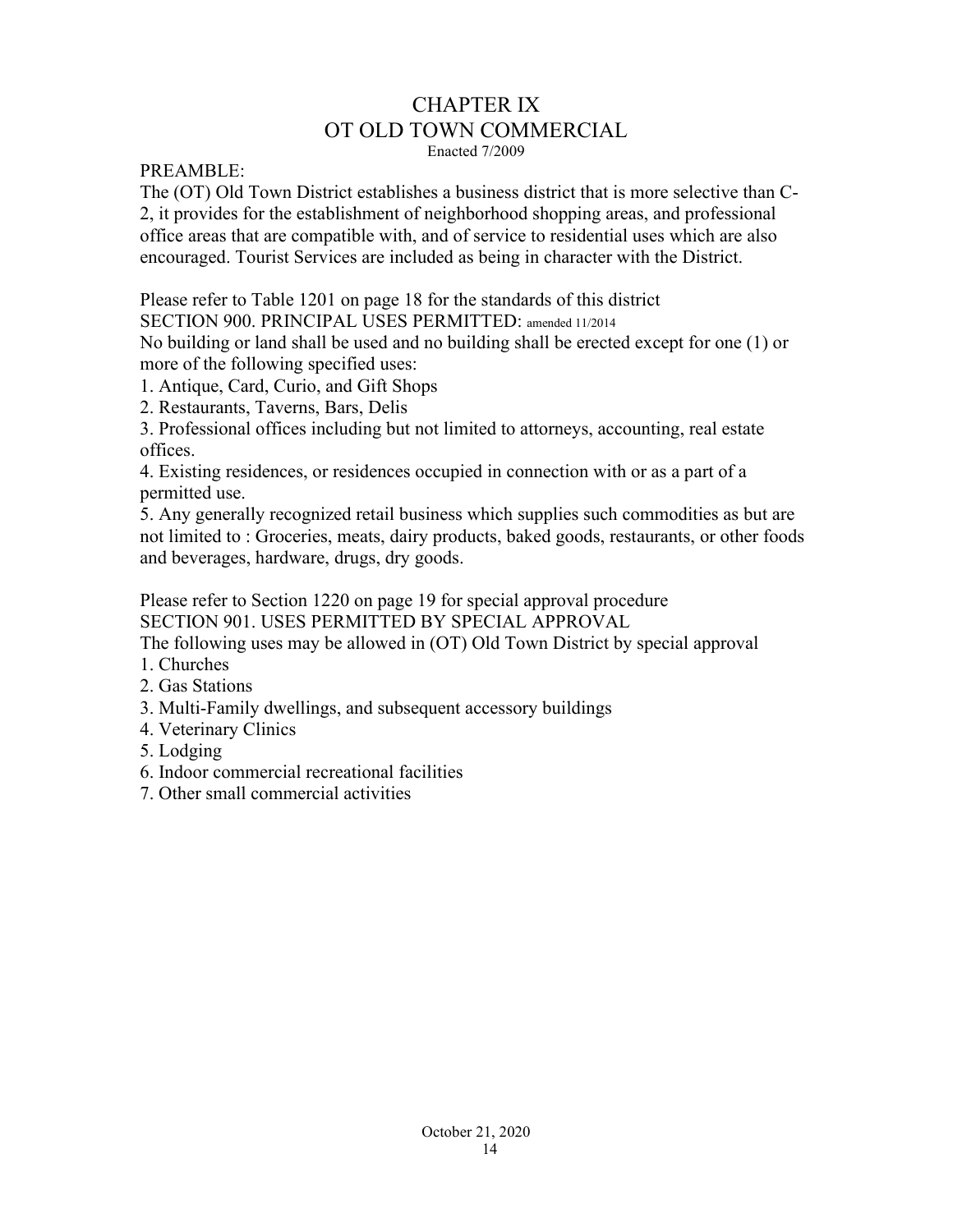# CHAPTER IX
# OT OLD TOWN COMMERCIAL

Enacted 7/2009

PREAMBLE:

The (OT) Old Town District establishes a business district that is more selective than C-2, it provides for the establishment of neighborhood shopping areas, and professional office areas that are compatible with, and of service to residential uses which are also encouraged. Tourist Services are included as being in character with the District.

Please refer to Table 1201 on page 18 for the standards of this district

## SECTION 900. PRINCIPAL USES PERMITTED: amended 11/2014

No building or land shall be used and no building shall be erected except for one (1) or more of the following specified uses:

1. Antique, Card, Curio, and Gift Shops
2. Restaurants, Taverns, Bars, Delis
3. Professional offices including but not limited to attorneys, accounting, real estate offices.
4. Existing residences, or residences occupied in connection with or as a part of a permitted use.
5. Any generally recognized retail business which supplies such commodities as but are not limited to : Groceries, meats, dairy products, baked goods, restaurants, or other foods and beverages, hardware, drugs, dry goods.

Please refer to Section 1220 on page 19 for special approval procedure

## SECTION 901. USES PERMITTED BY SPECIAL APPROVAL

The following uses may be allowed in (OT) Old Town District by special approval

1. Churches
2. Gas Stations
3. Multi-Family dwellings, and subsequent accessory buildings
4. Veterinary Clinics
5. Lodging
6. Indoor commercial recreational facilities
7. Other small commercial activities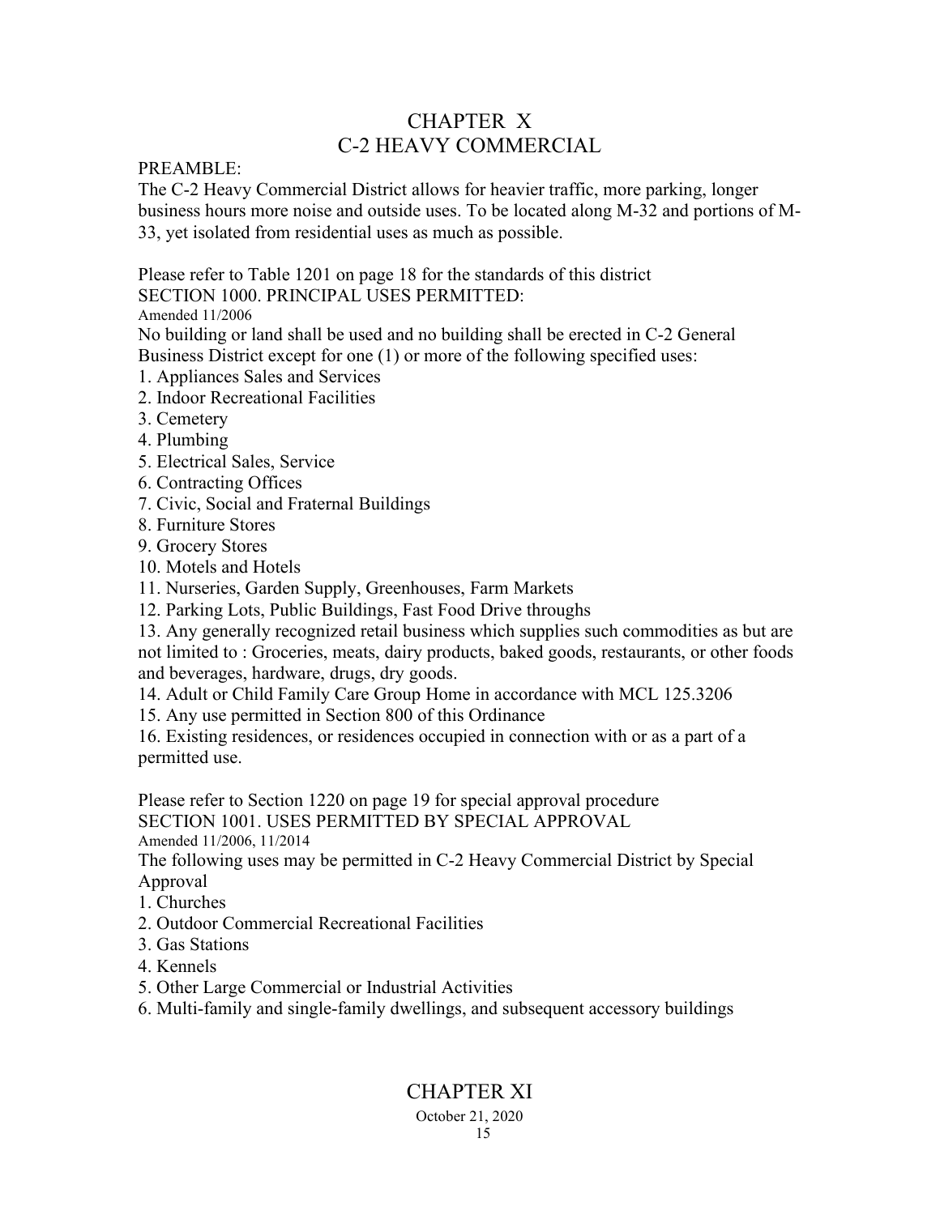# CHAPTER X
# C-2 HEAVY COMMERCIAL

PREAMBLE:

The C-2 Heavy Commercial District allows for heavier traffic, more parking, longer business hours more noise and outside uses. To be located along M-32 and portions of M-33, yet isolated from residential uses as much as possible.

Please refer to Table 1201 on page 18 for the standards of this district

## SECTION 1000. PRINCIPAL USES PERMITTED:

Amended 11/2006

No building or land shall be used and no building shall be erected in C-2 General Business District except for one (1) or more of the following specified uses:

1. Appliances Sales and Services
2. Indoor Recreational Facilities
3. Cemetery
4. Plumbing
5. Electrical Sales, Service
6. Contracting Offices
7. Civic, Social and Fraternal Buildings
8. Furniture Stores
9. Grocery Stores
10. Motels and Hotels
11. Nurseries, Garden Supply, Greenhouses, Farm Markets
12. Parking Lots, Public Buildings, Fast Food Drive throughs
13. Any generally recognized retail business which supplies such commodities as but are not limited to : Groceries, meats, dairy products, baked goods, restaurants, or other foods and beverages, hardware, drugs, dry goods.
14. Adult or Child Family Care Group Home in accordance with MCL 125.3206
15. Any use permitted in Section 800 of this Ordinance
16. Existing residences, or residences occupied in connection with or as a part of a permitted use.

Please refer to Section 1220 on page 19 for special approval procedure

## SECTION 1001. USES PERMITTED BY SPECIAL APPROVAL

Amended 11/2006, 11/2014

The following uses may be permitted in C-2 Heavy Commercial District by Special Approval

1. Churches
2. Outdoor Commercial Recreational Facilities
3. Gas Stations
4. Kennels
5. Other Large Commercial or Industrial Activities
6. Multi-family and single-family dwellings, and subsequent accessory buildings

# CHAPTER XI

October 21, 2020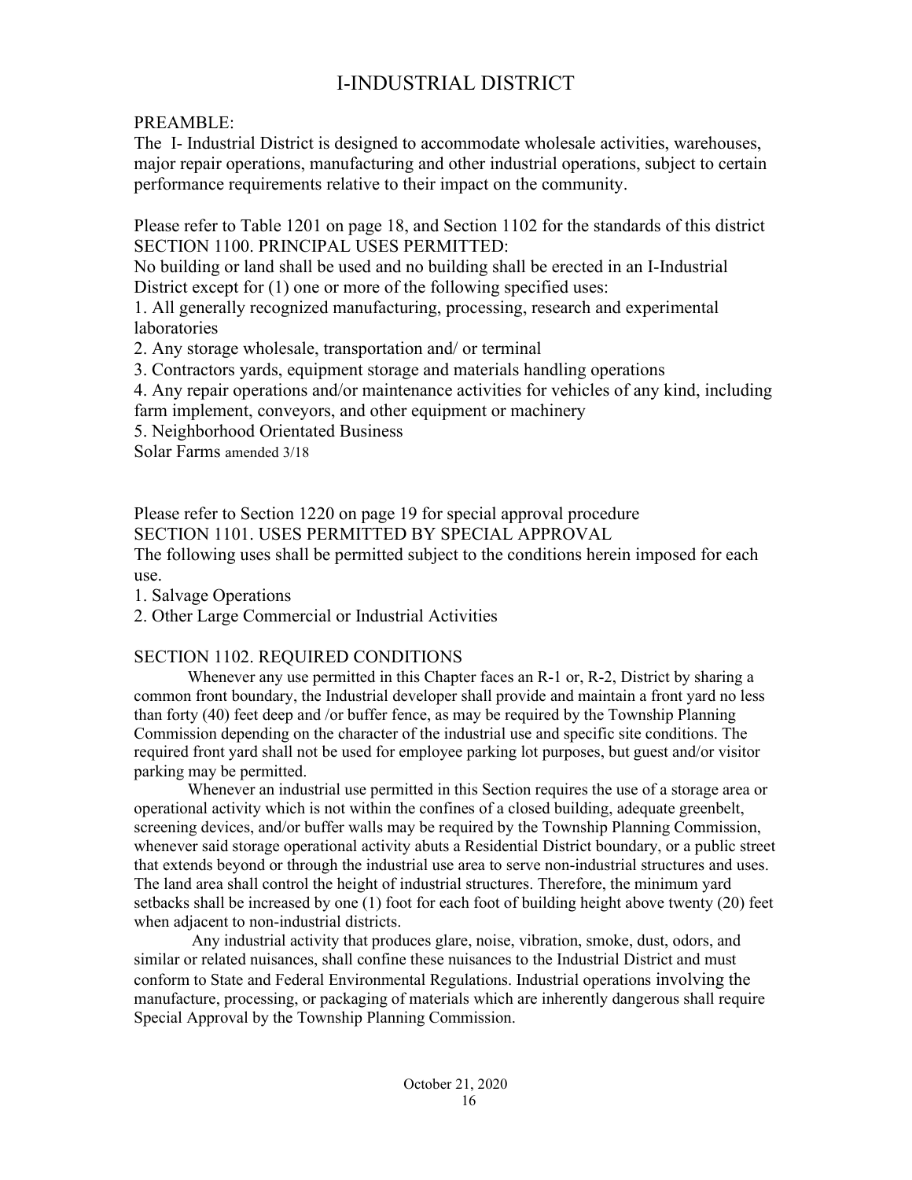# I-INDUSTRIAL DISTRICT

PREAMBLE:
The I- Industrial District is designed to accommodate wholesale activities, warehouses, major repair operations, manufacturing and other industrial operations, subject to certain performance requirements relative to their impact on the community.

Please refer to Table 1201 on page 18, and Section 1102 for the standards of this district

SECTION 1100. PRINCIPAL USES PERMITTED:

No building or land shall be used and no building shall be erected in an I-Industrial District except for (1) one or more of the following specified uses:

1. All generally recognized manufacturing, processing, research and experimental laboratories
2. Any storage wholesale, transportation and/ or terminal
3. Contractors yards, equipment storage and materials handling operations
4. Any repair operations and/or maintenance activities for vehicles of any kind, including farm implement, conveyors, and other equipment or machinery
5. Neighborhood Orientated Business

Solar Farms amended 3/18

Please refer to Section 1220 on page 19 for special approval procedure

SECTION 1101. USES PERMITTED BY SPECIAL APPROVAL

The following uses shall be permitted subject to the conditions herein imposed for each use.

1. Salvage Operations
2. Other Large Commercial or Industrial Activities

SECTION 1102. REQUIRED CONDITIONS

Whenever any use permitted in this Chapter faces an R-1 or, R-2, District by sharing a common front boundary, the Industrial developer shall provide and maintain a front yard no less than forty (40) feet deep and /or buffer fence, as may be required by the Township Planning Commission depending on the character of the industrial use and specific site conditions. The required front yard shall not be used for employee parking lot purposes, but guest and/or visitor parking may be permitted.

Whenever an industrial use permitted in this Section requires the use of a storage area or operational activity which is not within the confines of a closed building, adequate greenbelt, screening devices, and/or buffer walls may be required by the Township Planning Commission, whenever said storage operational activity abuts a Residential District boundary, or a public street that extends beyond or through the industrial use area to serve non-industrial structures and uses. The land area shall control the height of industrial structures. Therefore, the minimum yard setbacks shall be increased by one (1) foot for each foot of building height above twenty (20) feet when adjacent to non-industrial districts.

Any industrial activity that produces glare, noise, vibration, smoke, dust, odors, and similar or related nuisances, shall confine these nuisances to the Industrial District and must conform to State and Federal Environmental Regulations. Industrial operations involving the manufacture, processing, or packaging of materials which are inherently dangerous shall require Special Approval by the Township Planning Commission.

October 21, 2020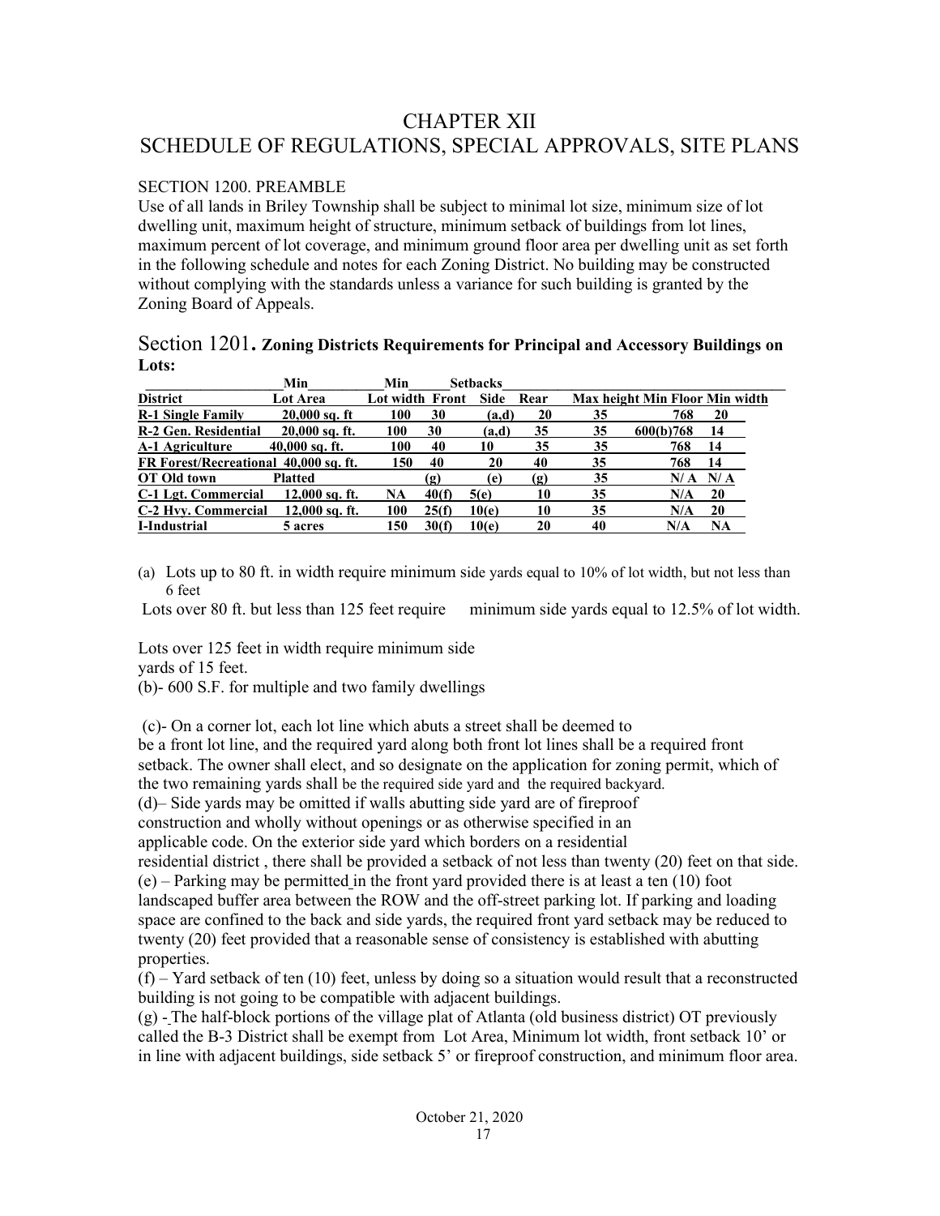# CHAPTER XII
# SCHEDULE OF REGULATIONS, SPECIAL APPROVALS, SITE PLANS

SECTION 1200. PREAMBLE

Use of all lands in Briley Township shall be subject to minimal lot size, minimum size of lot dwelling unit, maximum height of structure, minimum setback of buildings from lot lines, maximum percent of lot coverage, and minimum ground floor area per dwelling unit as set forth in the following schedule and notes for each Zoning District. No building may be constructed without complying with the standards unless a variance for such building is granted by the Zoning Board of Appeals.

## Section 1201. **Zoning Districts Requirements for Principal and Accessory Buildings on Lots:**

| District | Min Lot Area | Min Lot width | Setbacks Front | Side | Rear | Max height | Min Floor | Min width |
|---|---|---|---|---|---|---|---|---|
| **R-1 Single Family** | **20,000 sq. ft** | **100** | **30** | **(a,d)** | **20** | **35** | **768** | **20** |
| **R-2 Gen. Residential** | **20,000 sq. ft.** | **100** | **30** | **(a,d)** | **35** | **35** | **600(b)768** | **14** |
| **A-1 Agriculture** | **40,000 sq. ft.** | **100** | **40** | **10** | **35** | **35** | **768** | **14** |
| **FR Forest/Recreational** | **40,000 sq. ft.** | **150** | **40** | **20** | **40** | **35** | **768** | **14** |
| **OT Old town** | **Platted** | | **(g)** | **(e)** | **(g)** | **35** | **N/ A** | **N/ A** |
| **C-1 Lgt. Commercial** | **12,000 sq. ft.** | **NA** | **40(f)** | **5(e)** | **10** | **35** | **N/A** | **20** |
| **C-2 Hvy. Commercial** | **12,000 sq. ft.** | **100** | **25(f)** | **10(e)** | **10** | **35** | **N/A** | **20** |
| **I-Industrial** | **5 acres** | **150** | **30(f)** | **10(e)** | **20** | **40** | **N/A** | **NA** |

(a) Lots up to 80 ft. in width require minimum side yards equal to 10% of lot width, but not less than 6 feet

Lots over 80 ft. but less than 125 feet require minimum side yards equal to 12.5% of lot width.

Lots over 125 feet in width require minimum side yards of 15 feet.

(b)- 600 S.F. for multiple and two family dwellings

(c)- On a corner lot, each lot line which abuts a street shall be deemed to be a front lot line, and the required yard along both front lot lines shall be a required front setback. The owner shall elect, and so designate on the application for zoning permit, which of the two remaining yards shall be the required side yard and the required backyard.

(d)– Side yards may be omitted if walls abutting side yard are of fireproof construction and wholly without openings or as otherwise specified in an applicable code. On the exterior side yard which borders on a residential residential district , there shall be provided a setback of not less than twenty (20) feet on that side.

(e) – Parking may be permitted in the front yard provided there is at least a ten (10) foot landscaped buffer area between the ROW and the off-street parking lot. If parking and loading space are confined to the back and side yards, the required front yard setback may be reduced to twenty (20) feet provided that a reasonable sense of consistency is established with abutting properties.

(f) – Yard setback of ten (10) feet, unless by doing so a situation would result that a reconstructed building is not going to be compatible with adjacent buildings.

(g) - The half-block portions of the village plat of Atlanta (old business district) OT previously called the B-3 District shall be exempt from Lot Area, Minimum lot width, front setback 10' or in line with adjacent buildings, side setback 5' or fireproof construction, and minimum floor area.

October 21, 2020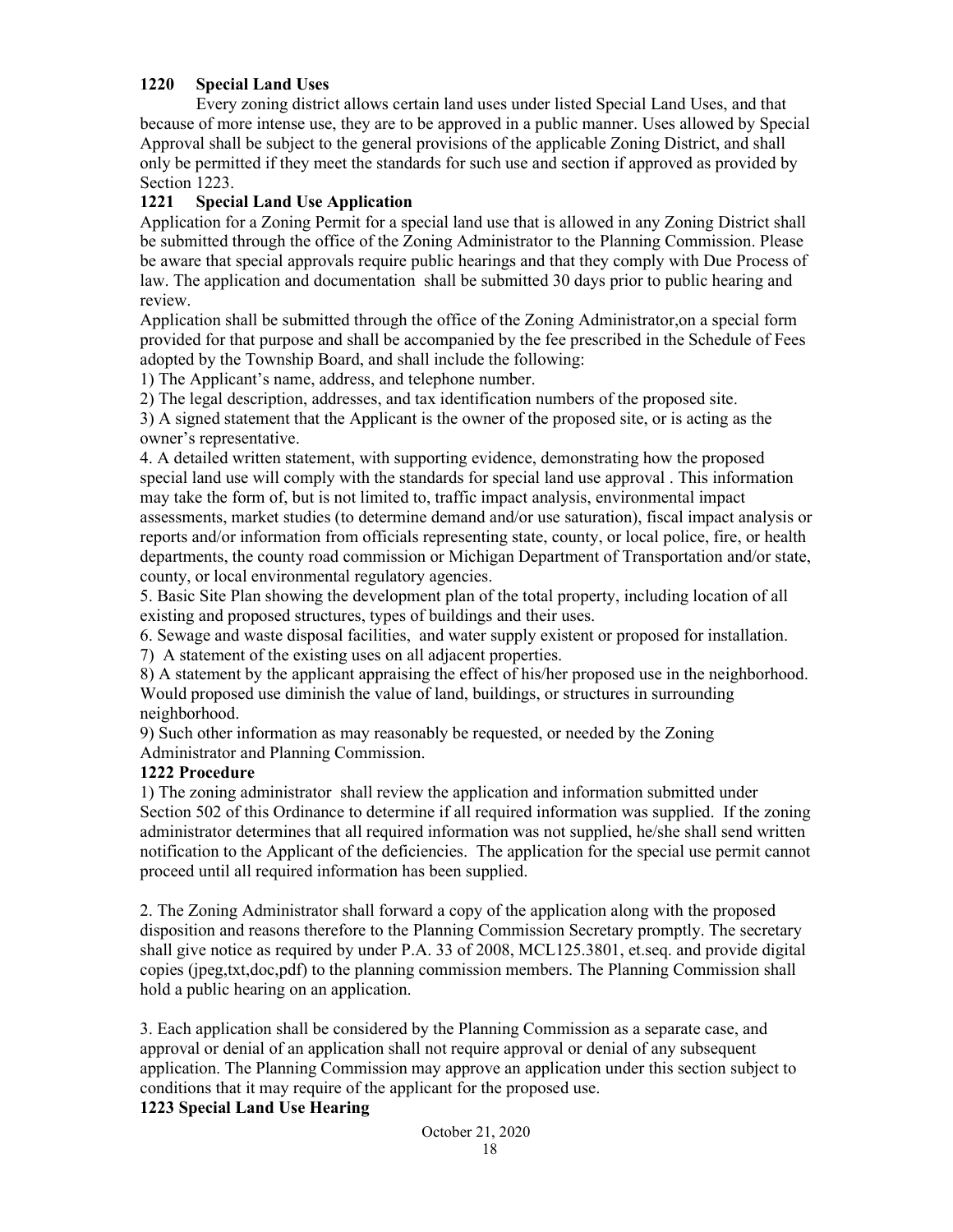### 1220 Special Land Uses

Every zoning district allows certain land uses under listed Special Land Uses, and that because of more intense use, they are to be approved in a public manner. Uses allowed by Special Approval shall be subject to the general provisions of the applicable Zoning District, and shall only be permitted if they meet the standards for such use and section if approved as provided by Section 1223.

### 1221 Special Land Use Application

Application for a Zoning Permit for a special land use that is allowed in any Zoning District shall be submitted through the office of the Zoning Administrator to the Planning Commission. Please be aware that special approvals require public hearings and that they comply with Due Process of law. The application and documentation shall be submitted 30 days prior to public hearing and review.

Application shall be submitted through the office of the Zoning Administrator,on a special form provided for that purpose and shall be accompanied by the fee prescribed in the Schedule of Fees adopted by the Township Board, and shall include the following:

1) The Applicant's name, address, and telephone number.

2) The legal description, addresses, and tax identification numbers of the proposed site.

3) A signed statement that the Applicant is the owner of the proposed site, or is acting as the owner's representative.

4. A detailed written statement, with supporting evidence, demonstrating how the proposed special land use will comply with the standards for special land use approval . This information may take the form of, but is not limited to, traffic impact analysis, environmental impact assessments, market studies (to determine demand and/or use saturation), fiscal impact analysis or reports and/or information from officials representing state, county, or local police, fire, or health departments, the county road commission or Michigan Department of Transportation and/or state, county, or local environmental regulatory agencies.

5. Basic Site Plan showing the development plan of the total property, including location of all existing and proposed structures, types of buildings and their uses.

6. Sewage and waste disposal facilities, and water supply existent or proposed for installation.

7) A statement of the existing uses on all adjacent properties.

8) A statement by the applicant appraising the effect of his/her proposed use in the neighborhood. Would proposed use diminish the value of land, buildings, or structures in surrounding neighborhood.

9) Such other information as may reasonably be requested, or needed by the Zoning Administrator and Planning Commission.

### 1222 Procedure

1) The zoning administrator shall review the application and information submitted under Section 502 of this Ordinance to determine if all required information was supplied. If the zoning administrator determines that all required information was not supplied, he/she shall send written notification to the Applicant of the deficiencies. The application for the special use permit cannot proceed until all required information has been supplied.

2. The Zoning Administrator shall forward a copy of the application along with the proposed disposition and reasons therefore to the Planning Commission Secretary promptly. The secretary shall give notice as required by under P.A. 33 of 2008, MCL125.3801, et.seq. and provide digital copies (jpeg,txt,doc,pdf) to the planning commission members. The Planning Commission shall hold a public hearing on an application.

3. Each application shall be considered by the Planning Commission as a separate case, and approval or denial of an application shall not require approval or denial of any subsequent application. The Planning Commission may approve an application under this section subject to conditions that it may require of the applicant for the proposed use.

### 1223 Special Land Use Hearing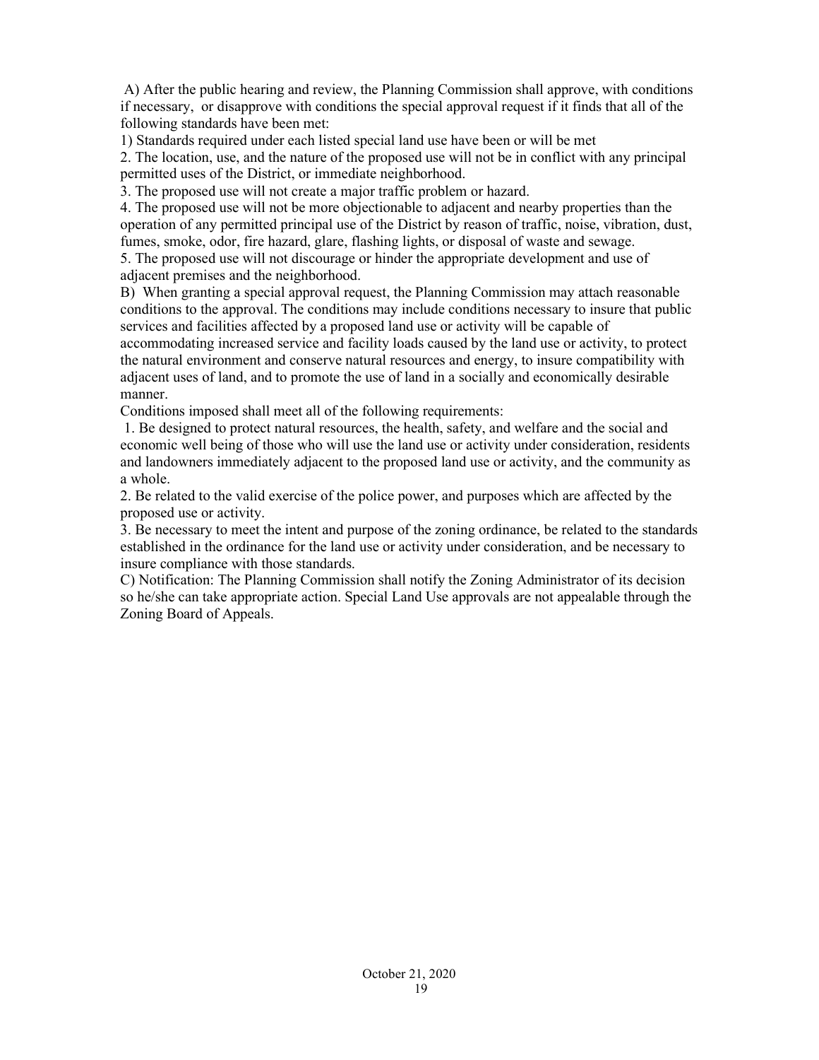A) After the public hearing and review, the Planning Commission shall approve, with conditions if necessary, or disapprove with conditions the special approval request if it finds that all of the following standards have been met:

1) Standards required under each listed special land use have been or will be met

2. The location, use, and the nature of the proposed use will not be in conflict with any principal permitted uses of the District, or immediate neighborhood.

3. The proposed use will not create a major traffic problem or hazard.

4. The proposed use will not be more objectionable to adjacent and nearby properties than the operation of any permitted principal use of the District by reason of traffic, noise, vibration, dust, fumes, smoke, odor, fire hazard, glare, flashing lights, or disposal of waste and sewage.

5. The proposed use will not discourage or hinder the appropriate development and use of adjacent premises and the neighborhood.

B) When granting a special approval request, the Planning Commission may attach reasonable conditions to the approval. The conditions may include conditions necessary to insure that public services and facilities affected by a proposed land use or activity will be capable of accommodating increased service and facility loads caused by the land use or activity, to protect the natural environment and conserve natural resources and energy, to insure compatibility with adjacent uses of land, and to promote the use of land in a socially and economically desirable manner.

Conditions imposed shall meet all of the following requirements:

1. Be designed to protect natural resources, the health, safety, and welfare and the social and economic well being of those who will use the land use or activity under consideration, residents and landowners immediately adjacent to the proposed land use or activity, and the community as a whole.

2. Be related to the valid exercise of the police power, and purposes which are affected by the proposed use or activity.

3. Be necessary to meet the intent and purpose of the zoning ordinance, be related to the standards established in the ordinance for the land use or activity under consideration, and be necessary to insure compliance with those standards.

C) Notification: The Planning Commission shall notify the Zoning Administrator of its decision so he/she can take appropriate action. Special Land Use approvals are not appealable through the Zoning Board of Appeals.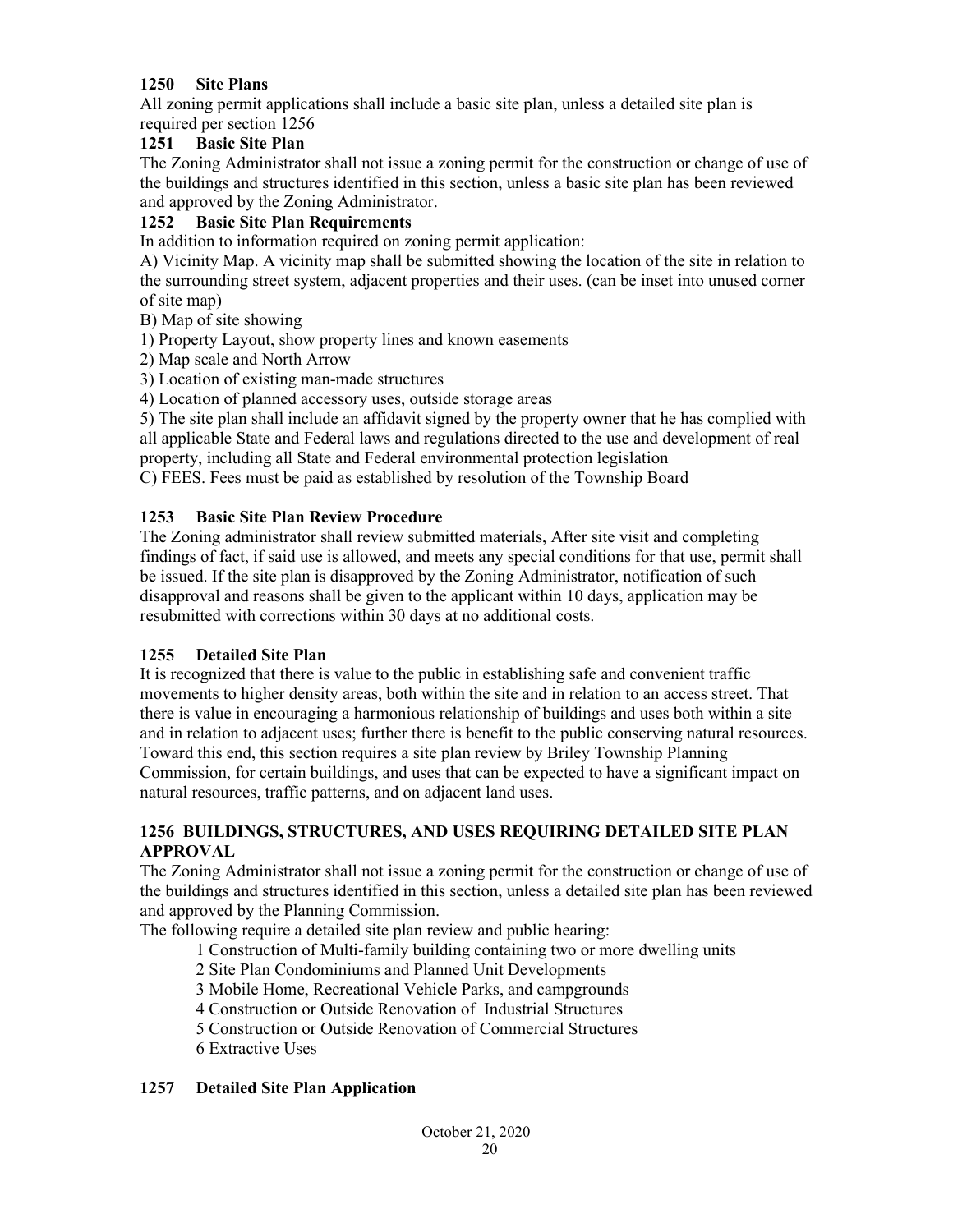### 1250 Site Plans

All zoning permit applications shall include a basic site plan, unless a detailed site plan is required per section 1256

### 1251 Basic Site Plan

The Zoning Administrator shall not issue a zoning permit for the construction or change of use of the buildings and structures identified in this section, unless a basic site plan has been reviewed and approved by the Zoning Administrator.

### 1252 Basic Site Plan Requirements

In addition to information required on zoning permit application:

A) Vicinity Map. A vicinity map shall be submitted showing the location of the site in relation to the surrounding street system, adjacent properties and their uses. (can be inset into unused corner of site map)

B) Map of site showing

1) Property Layout, show property lines and known easements

2) Map scale and North Arrow

3) Location of existing man-made structures

4) Location of planned accessory uses, outside storage areas

5) The site plan shall include an affidavit signed by the property owner that he has complied with all applicable State and Federal laws and regulations directed to the use and development of real property, including all State and Federal environmental protection legislation

C) FEES. Fees must be paid as established by resolution of the Township Board

### 1253 Basic Site Plan Review Procedure

The Zoning administrator shall review submitted materials, After site visit and completing findings of fact, if said use is allowed, and meets any special conditions for that use, permit shall be issued. If the site plan is disapproved by the Zoning Administrator, notification of such disapproval and reasons shall be given to the applicant within 10 days, application may be resubmitted with corrections within 30 days at no additional costs.

### 1255 Detailed Site Plan

It is recognized that there is value to the public in establishing safe and convenient traffic movements to higher density areas, both within the site and in relation to an access street. That there is value in encouraging a harmonious relationship of buildings and uses both within a site and in relation to adjacent uses; further there is benefit to the public conserving natural resources. Toward this end, this section requires a site plan review by Briley Township Planning Commission, for certain buildings, and uses that can be expected to have a significant impact on natural resources, traffic patterns, and on adjacent land uses.

### 1256 BUILDINGS, STRUCTURES, AND USES REQUIRING DETAILED SITE PLAN APPROVAL

The Zoning Administrator shall not issue a zoning permit for the construction or change of use of the buildings and structures identified in this section, unless a detailed site plan has been reviewed and approved by the Planning Commission.

The following require a detailed site plan review and public hearing:

1 Construction of Multi-family building containing two or more dwelling units

2 Site Plan Condominiums and Planned Unit Developments

3 Mobile Home, Recreational Vehicle Parks, and campgrounds

4 Construction or Outside Renovation of Industrial Structures

5 Construction or Outside Renovation of Commercial Structures

6 Extractive Uses

### 1257 Detailed Site Plan Application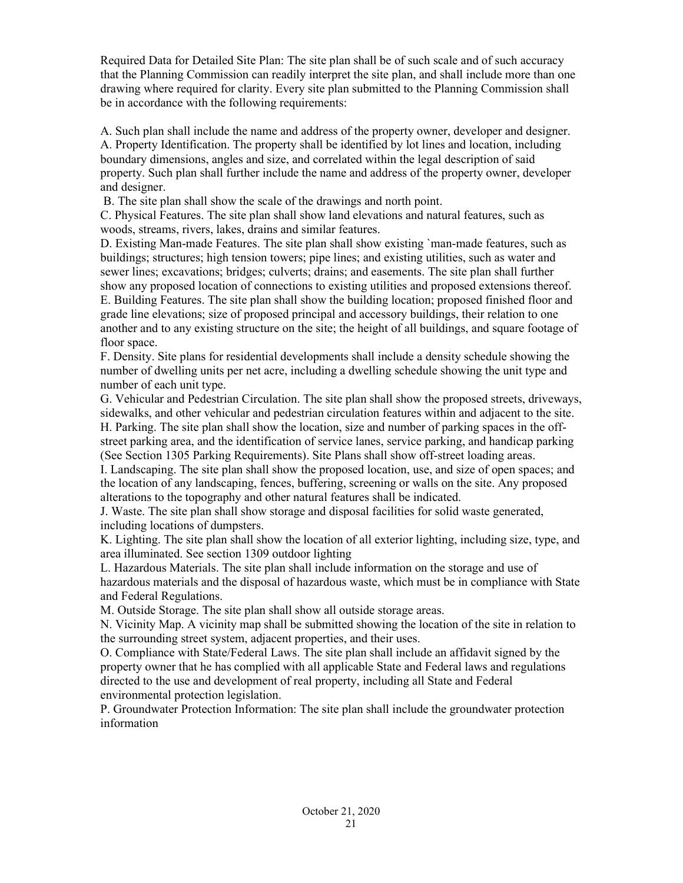Required Data for Detailed Site Plan: The site plan shall be of such scale and of such accuracy that the Planning Commission can readily interpret the site plan, and shall include more than one drawing where required for clarity. Every site plan submitted to the Planning Commission shall be in accordance with the following requirements:

A. Such plan shall include the name and address of the property owner, developer and designer.
A. Property Identification. The property shall be identified by lot lines and location, including boundary dimensions, angles and size, and correlated within the legal description of said property. Such plan shall further include the name and address of the property owner, developer and designer.
B. The site plan shall show the scale of the drawings and north point.
C. Physical Features. The site plan shall show land elevations and natural features, such as woods, streams, rivers, lakes, drains and similar features.
D. Existing Man-made Features. The site plan shall show existing `man-made features, such as buildings; structures; high tension towers; pipe lines; and existing utilities, such as water and sewer lines; excavations; bridges; culverts; drains; and easements. The site plan shall further show any proposed location of connections to existing utilities and proposed extensions thereof.
E. Building Features. The site plan shall show the building location; proposed finished floor and grade line elevations; size of proposed principal and accessory buildings, their relation to one another and to any existing structure on the site; the height of all buildings, and square footage of floor space.
F. Density. Site plans for residential developments shall include a density schedule showing the number of dwelling units per net acre, including a dwelling schedule showing the unit type and number of each unit type.
G. Vehicular and Pedestrian Circulation. The site plan shall show the proposed streets, driveways, sidewalks, and other vehicular and pedestrian circulation features within and adjacent to the site.
H. Parking. The site plan shall show the location, size and number of parking spaces in the off-street parking area, and the identification of service lanes, service parking, and handicap parking (See Section 1305 Parking Requirements). Site Plans shall show off-street loading areas.
I. Landscaping. The site plan shall show the proposed location, use, and size of open spaces; and the location of any landscaping, fences, buffering, screening or walls on the site. Any proposed alterations to the topography and other natural features shall be indicated.
J. Waste. The site plan shall show storage and disposal facilities for solid waste generated, including locations of dumpsters.
K. Lighting. The site plan shall show the location of all exterior lighting, including size, type, and area illuminated. See section 1309 outdoor lighting
L. Hazardous Materials. The site plan shall include information on the storage and use of hazardous materials and the disposal of hazardous waste, which must be in compliance with State and Federal Regulations.
M. Outside Storage. The site plan shall show all outside storage areas.
N. Vicinity Map. A vicinity map shall be submitted showing the location of the site in relation to the surrounding street system, adjacent properties, and their uses.
O. Compliance with State/Federal Laws. The site plan shall include an affidavit signed by the property owner that he has complied with all applicable State and Federal laws and regulations directed to the use and development of real property, including all State and Federal environmental protection legislation.
P. Groundwater Protection Information: The site plan shall include the groundwater protection information

October 21, 2020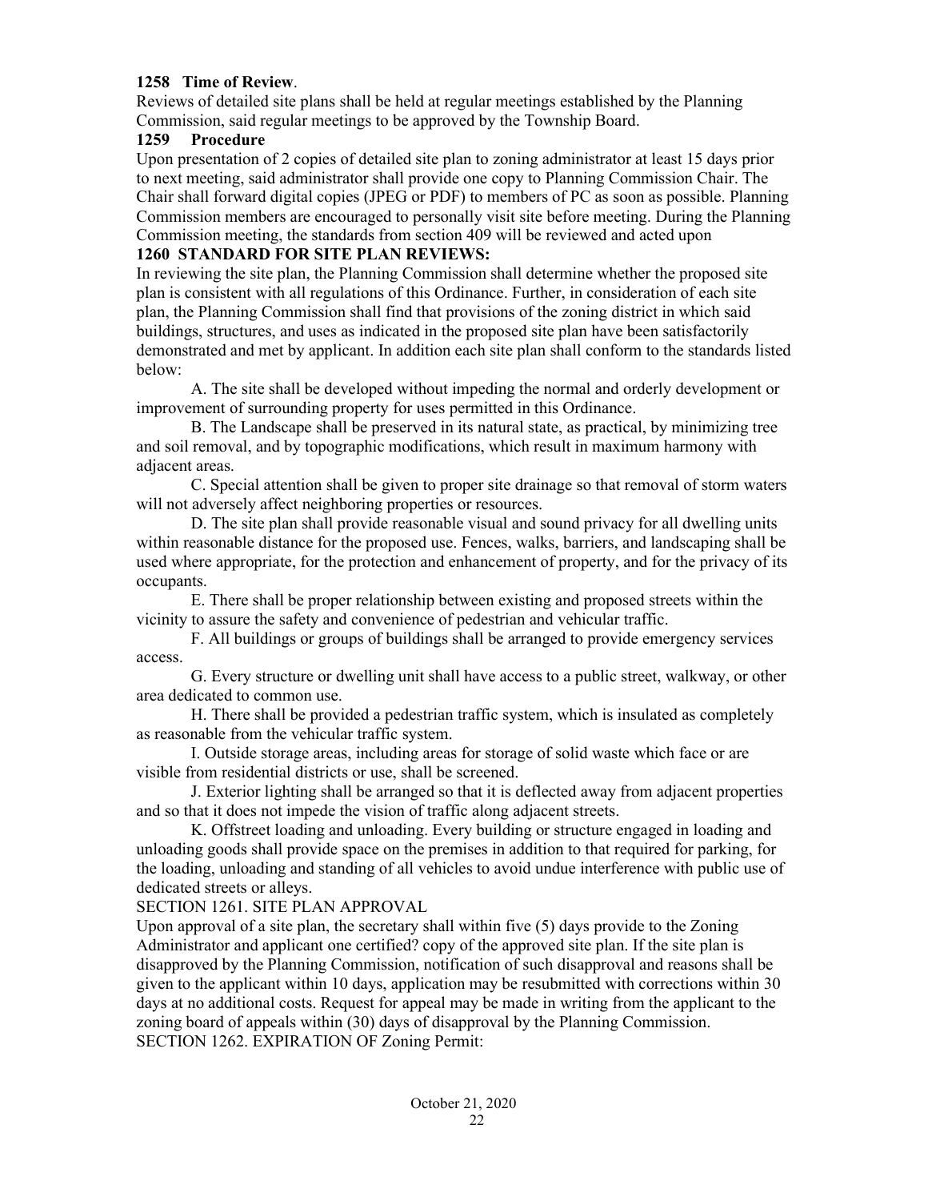**1258 Time of Review**.

Reviews of detailed site plans shall be held at regular meetings established by the Planning Commission, said regular meetings to be approved by the Township Board.

**1259 Procedure**

Upon presentation of 2 copies of detailed site plan to zoning administrator at least 15 days prior to next meeting, said administrator shall provide one copy to Planning Commission Chair. The Chair shall forward digital copies (JPEG or PDF) to members of PC as soon as possible. Planning Commission members are encouraged to personally visit site before meeting. During the Planning Commission meeting, the standards from section 409 will be reviewed and acted upon

**1260 STANDARD FOR SITE PLAN REVIEWS:**

In reviewing the site plan, the Planning Commission shall determine whether the proposed site plan is consistent with all regulations of this Ordinance. Further, in consideration of each site plan, the Planning Commission shall find that provisions of the zoning district in which said buildings, structures, and uses as indicated in the proposed site plan have been satisfactorily demonstrated and met by applicant. In addition each site plan shall conform to the standards listed below:

A. The site shall be developed without impeding the normal and orderly development or improvement of surrounding property for uses permitted in this Ordinance.

B. The Landscape shall be preserved in its natural state, as practical, by minimizing tree and soil removal, and by topographic modifications, which result in maximum harmony with adjacent areas.

C. Special attention shall be given to proper site drainage so that removal of storm waters will not adversely affect neighboring properties or resources.

D. The site plan shall provide reasonable visual and sound privacy for all dwelling units within reasonable distance for the proposed use. Fences, walks, barriers, and landscaping shall be used where appropriate, for the protection and enhancement of property, and for the privacy of its occupants.

E. There shall be proper relationship between existing and proposed streets within the vicinity to assure the safety and convenience of pedestrian and vehicular traffic.

F. All buildings or groups of buildings shall be arranged to provide emergency services access.

G. Every structure or dwelling unit shall have access to a public street, walkway, or other area dedicated to common use.

H. There shall be provided a pedestrian traffic system, which is insulated as completely as reasonable from the vehicular traffic system.

I. Outside storage areas, including areas for storage of solid waste which face or are visible from residential districts or use, shall be screened.

J. Exterior lighting shall be arranged so that it is deflected away from adjacent properties and so that it does not impede the vision of traffic along adjacent streets.

K. Offstreet loading and unloading. Every building or structure engaged in loading and unloading goods shall provide space on the premises in addition to that required for parking, for the loading, unloading and standing of all vehicles to avoid undue interference with public use of dedicated streets or alleys.

SECTION 1261. SITE PLAN APPROVAL

Upon approval of a site plan, the secretary shall within five (5) days provide to the Zoning Administrator and applicant one certified? copy of the approved site plan. If the site plan is disapproved by the Planning Commission, notification of such disapproval and reasons shall be given to the applicant within 10 days, application may be resubmitted with corrections within 30 days at no additional costs. Request for appeal may be made in writing from the applicant to the zoning board of appeals within (30) days of disapproval by the Planning Commission.

SECTION 1262. EXPIRATION OF Zoning Permit: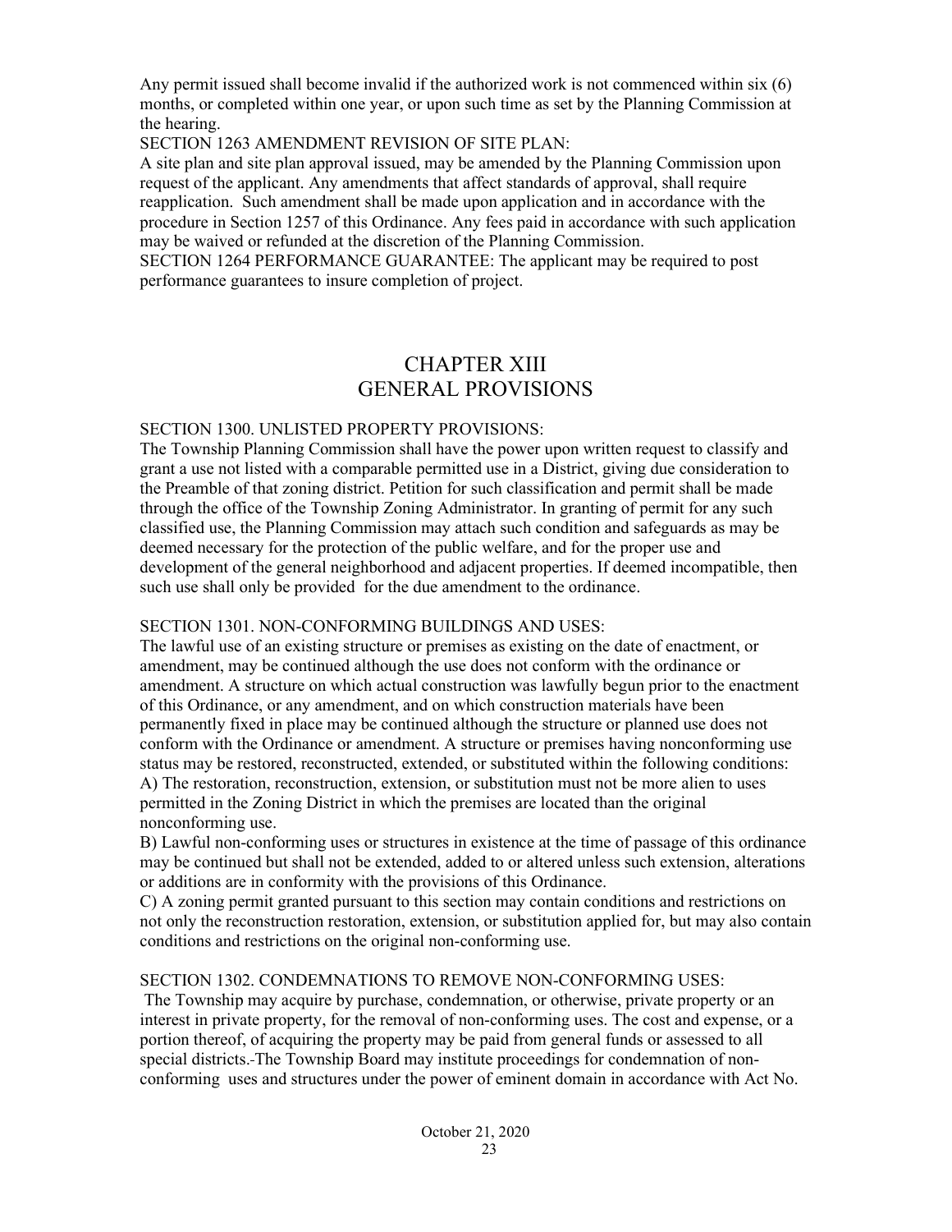Any permit issued shall become invalid if the authorized work is not commenced within six (6) months, or completed within one year, or upon such time as set by the Planning Commission at the hearing.

SECTION 1263 AMENDMENT REVISION OF SITE PLAN:

A site plan and site plan approval issued, may be amended by the Planning Commission upon request of the applicant. Any amendments that affect standards of approval, shall require reapplication. Such amendment shall be made upon application and in accordance with the procedure in Section 1257 of this Ordinance. Any fees paid in accordance with such application may be waived or refunded at the discretion of the Planning Commission.

SECTION 1264 PERFORMANCE GUARANTEE: The applicant may be required to post performance guarantees to insure completion of project.

# CHAPTER XIII
# GENERAL PROVISIONS

SECTION 1300. UNLISTED PROPERTY PROVISIONS:

The Township Planning Commission shall have the power upon written request to classify and grant a use not listed with a comparable permitted use in a District, giving due consideration to the Preamble of that zoning district. Petition for such classification and permit shall be made through the office of the Township Zoning Administrator. In granting of permit for any such classified use, the Planning Commission may attach such condition and safeguards as may be deemed necessary for the protection of the public welfare, and for the proper use and development of the general neighborhood and adjacent properties. If deemed incompatible, then such use shall only be provided for the due amendment to the ordinance.

SECTION 1301. NON-CONFORMING BUILDINGS AND USES:

The lawful use of an existing structure or premises as existing on the date of enactment, or amendment, may be continued although the use does not conform with the ordinance or amendment. A structure on which actual construction was lawfully begun prior to the enactment of this Ordinance, or any amendment, and on which construction materials have been permanently fixed in place may be continued although the structure or planned use does not conform with the Ordinance or amendment. A structure or premises having nonconforming use status may be restored, reconstructed, extended, or substituted within the following conditions:

A) The restoration, reconstruction, extension, or substitution must not be more alien to uses permitted in the Zoning District in which the premises are located than the original nonconforming use.

B) Lawful non-conforming uses or structures in existence at the time of passage of this ordinance may be continued but shall not be extended, added to or altered unless such extension, alterations or additions are in conformity with the provisions of this Ordinance.

C) A zoning permit granted pursuant to this section may contain conditions and restrictions on not only the reconstruction restoration, extension, or substitution applied for, but may also contain conditions and restrictions on the original non-conforming use.

SECTION 1302. CONDEMNATIONS TO REMOVE NON-CONFORMING USES:

The Township may acquire by purchase, condemnation, or otherwise, private property or an interest in private property, for the removal of non-conforming uses. The cost and expense, or a portion thereof, of acquiring the property may be paid from general funds or assessed to all special districts. The Township Board may institute proceedings for condemnation of non-conforming uses and structures under the power of eminent domain in accordance with Act No.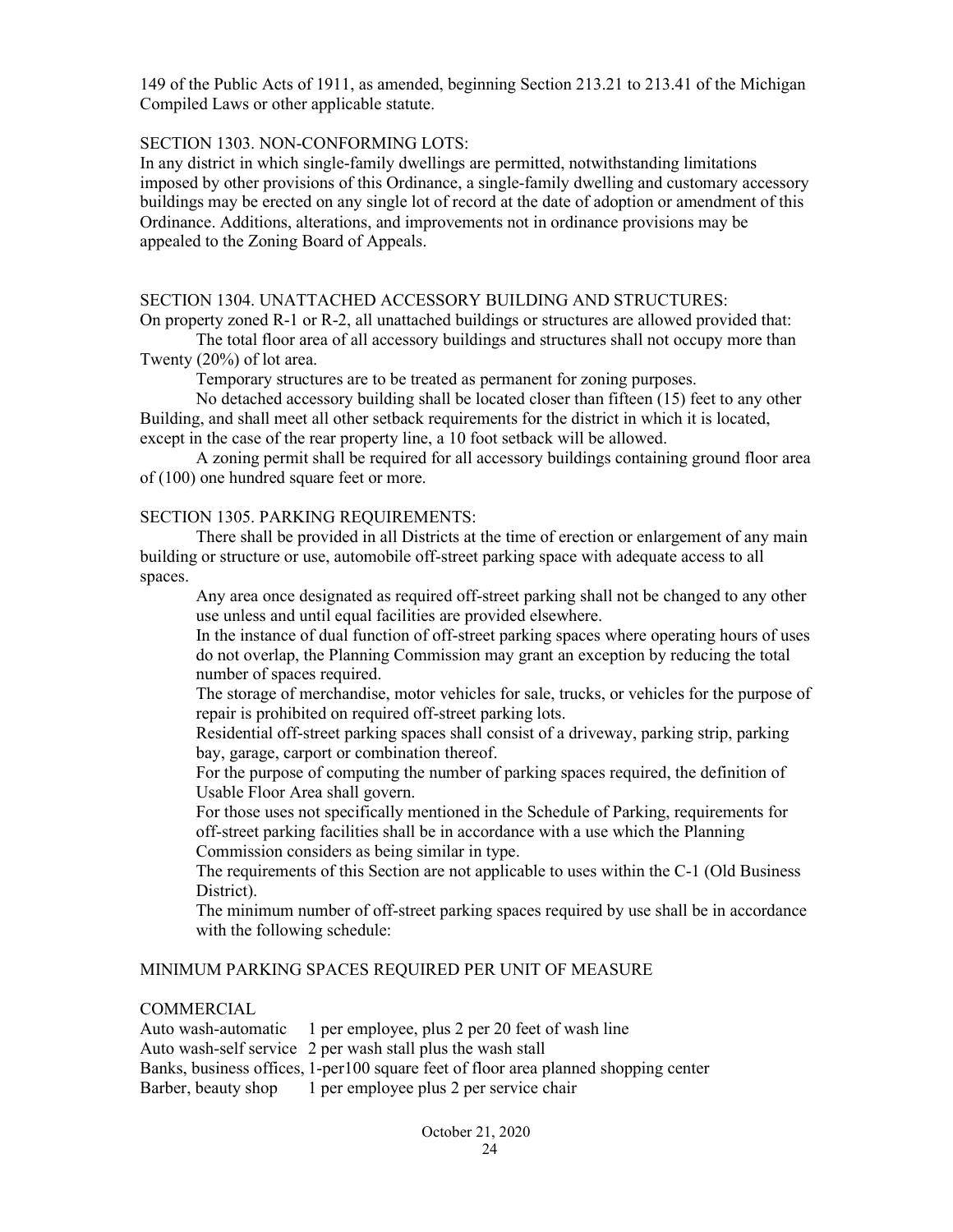149 of the Public Acts of 1911, as amended, beginning Section 213.21 to 213.41 of the Michigan Compiled Laws or other applicable statute.

## SECTION 1303. NON-CONFORMING LOTS:

In any district in which single-family dwellings are permitted, notwithstanding limitations imposed by other provisions of this Ordinance, a single-family dwelling and customary accessory buildings may be erected on any single lot of record at the date of adoption or amendment of this Ordinance. Additions, alterations, and improvements not in ordinance provisions may be appealed to the Zoning Board of Appeals.

## SECTION 1304. UNATTACHED ACCESSORY BUILDING AND STRUCTURES:

On property zoned R-1 or R-2, all unattached buildings or structures are allowed provided that:

The total floor area of all accessory buildings and structures shall not occupy more than Twenty (20%) of lot area.

Temporary structures are to be treated as permanent for zoning purposes.

No detached accessory building shall be located closer than fifteen (15) feet to any other Building, and shall meet all other setback requirements for the district in which it is located, except in the case of the rear property line, a 10 foot setback will be allowed.

A zoning permit shall be required for all accessory buildings containing ground floor area of (100) one hundred square feet or more.

## SECTION 1305. PARKING REQUIREMENTS:

There shall be provided in all Districts at the time of erection or enlargement of any main building or structure or use, automobile off-street parking space with adequate access to all spaces.

Any area once designated as required off-street parking shall not be changed to any other use unless and until equal facilities are provided elsewhere.

In the instance of dual function of off-street parking spaces where operating hours of uses do not overlap, the Planning Commission may grant an exception by reducing the total number of spaces required.

The storage of merchandise, motor vehicles for sale, trucks, or vehicles for the purpose of repair is prohibited on required off-street parking lots.

Residential off-street parking spaces shall consist of a driveway, parking strip, parking bay, garage, carport or combination thereof.

For the purpose of computing the number of parking spaces required, the definition of Usable Floor Area shall govern.

For those uses not specifically mentioned in the Schedule of Parking, requirements for off-street parking facilities shall be in accordance with a use which the Planning Commission considers as being similar in type.

The requirements of this Section are not applicable to uses within the C-1 (Old Business District).

The minimum number of off-street parking spaces required by use shall be in accordance with the following schedule:

MINIMUM PARKING SPACES REQUIRED PER UNIT OF MEASURE

COMMERCIAL

| | |
|---|---|
| Auto wash-automatic | 1 per employee, plus 2 per 20 feet of wash line |
| Auto wash-self service | 2 per wash stall plus the wash stall |
| Banks, business offices, planned shopping center | 1-per100 square feet of floor area |
| Barber, beauty shop | 1 per employee plus 2 per service chair |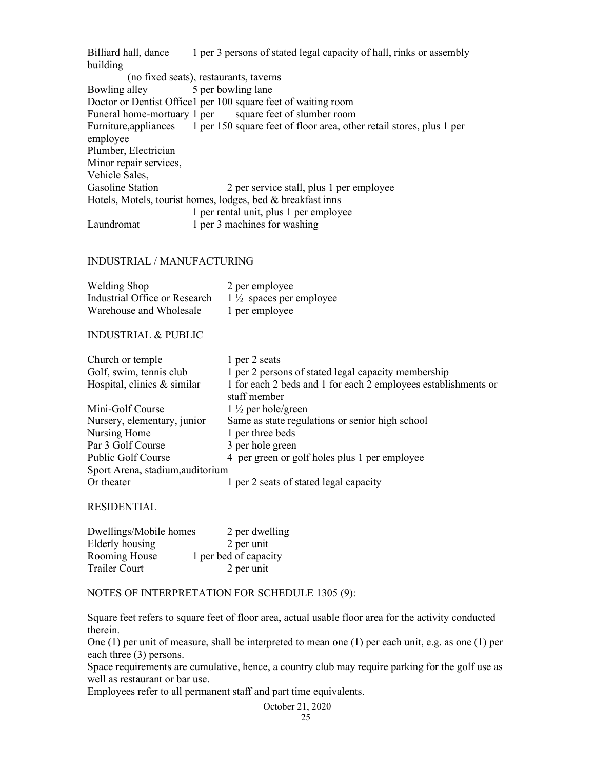| | |
|---|---|
| Billiard hall, dance building (no fixed seats), restaurants, taverns | 1 per 3 persons of stated legal capacity of hall, rinks or assembly |
| Bowling alley | 5 per bowling lane |
| Doctor or Dentist Office | 1 per 100 square feet of waiting room |
| Funeral home-mortuary | 1 per square feet of slumber room |
| Furniture,appliances employee Plumber, Electrician Minor repair services, Vehicle Sales, | 1 per 150 square feet of floor area, other retail stores, plus 1 per |
| Gasoline Station | 2 per service stall, plus 1 per employee |
| Hotels, Motels, tourist homes, lodges, bed & breakfast inns | 1 per rental unit, plus 1 per employee |
| Laundromat | 1 per 3 machines for washing |

## INDUSTRIAL / MANUFACTURING

| | |
|---|---|
| Welding Shop | 2 per employee |
| Industrial Office or Research | 1 ½ spaces per employee |
| Warehouse and Wholesale | 1 per employee |

## INDUSTRIAL & PUBLIC

| | |
|---|---|
| Church or temple | 1 per 2 seats |
| Golf, swim, tennis club | 1 per 2 persons of stated legal capacity membership |
| Hospital, clinics & similar | 1 for each 2 beds and 1 for each 2 employees establishments or staff member |
| Mini-Golf Course | 1 ½ per hole/green |
| Nursery, elementary, junior | Same as state regulations or senior high school |
| Nursing Home | 1 per three beds |
| Par 3 Golf Course | 3 per hole green |
| Public Golf Course | 4 per green or golf holes plus 1 per employee |
| Sport Arena, stadium,auditorium Or theater | 1 per 2 seats of stated legal capacity |

## RESIDENTIAL

| | |
|---|---|
| Dwellings/Mobile homes | 2 per dwelling |
| Elderly housing | 2 per unit |
| Rooming House | 1 per bed of capacity |
| Trailer Court | 2 per unit |

NOTES OF INTERPRETATION FOR SCHEDULE 1305 (9):

Square feet refers to square feet of floor area, actual usable floor area for the activity conducted therein.

One (1) per unit of measure, shall be interpreted to mean one (1) per each unit, e.g. as one (1) per each three (3) persons.

Space requirements are cumulative, hence, a country club may require parking for the golf use as well as restaurant or bar use.

Employees refer to all permanent staff and part time equivalents.

October 21, 2020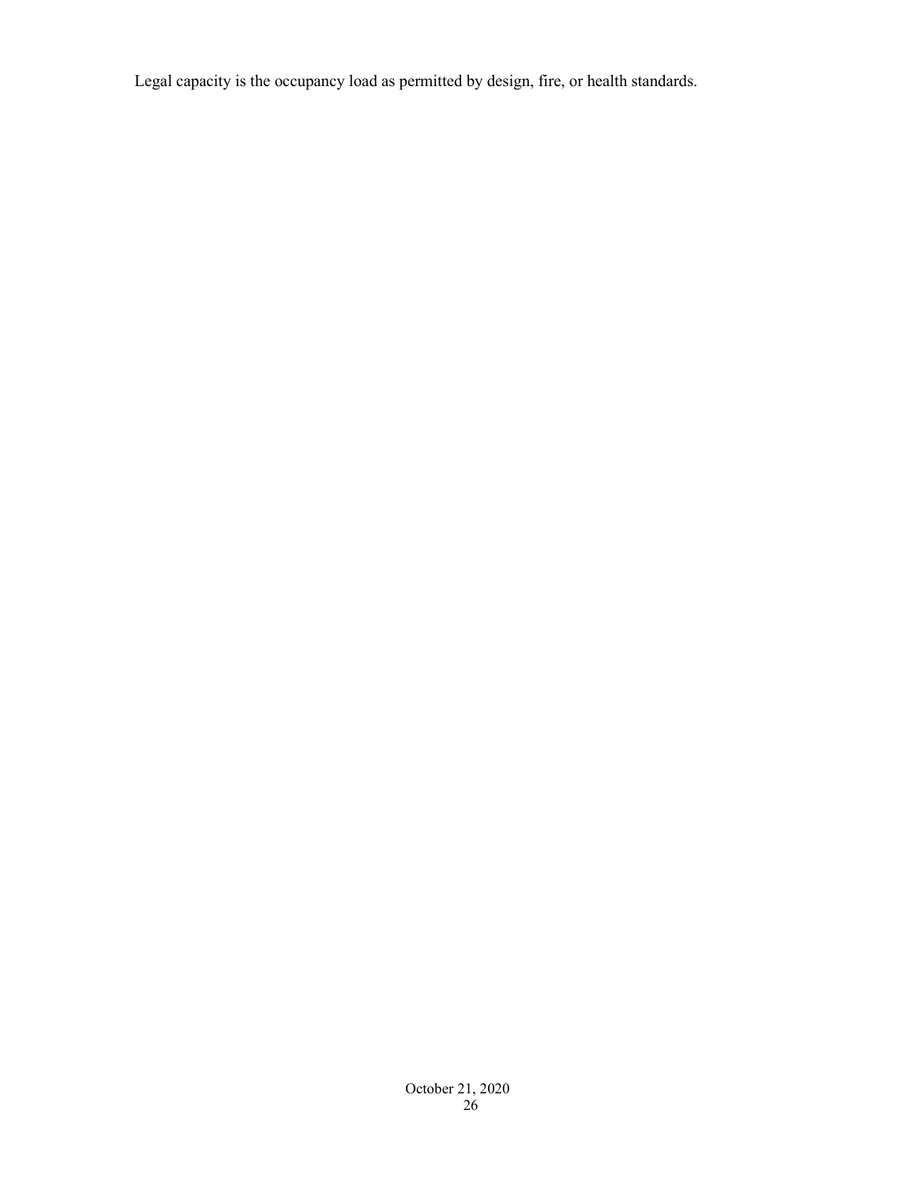Legal capacity is the occupancy load as permitted by design, fire, or health standards.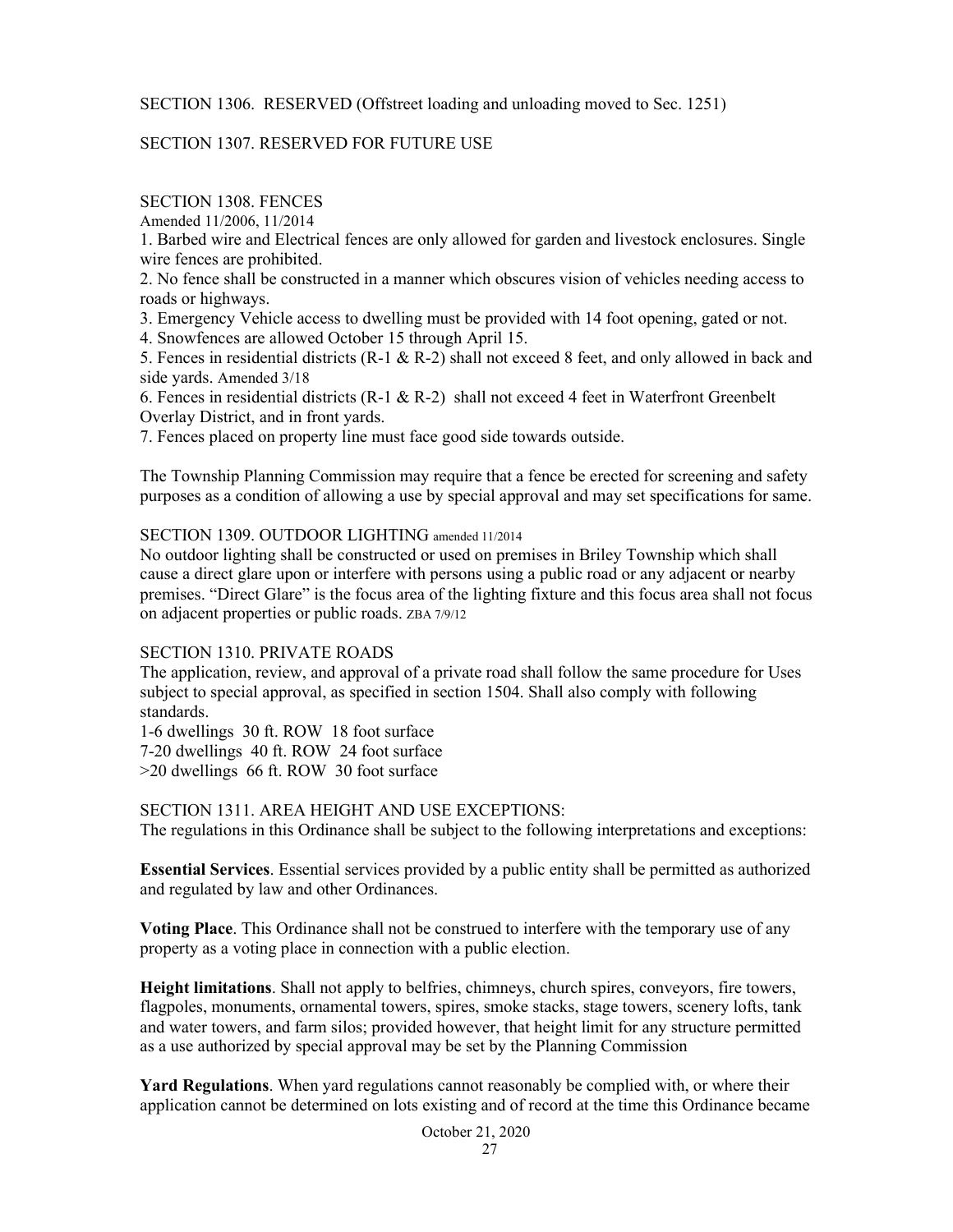SECTION 1306. RESERVED (Offstreet loading and unloading moved to Sec. 1251)

SECTION 1307. RESERVED FOR FUTURE USE

SECTION 1308. FENCES

Amended 11/2006, 11/2014

1. Barbed wire and Electrical fences are only allowed for garden and livestock enclosures. Single wire fences are prohibited.
2. No fence shall be constructed in a manner which obscures vision of vehicles needing access to roads or highways.
3. Emergency Vehicle access to dwelling must be provided with 14 foot opening, gated or not.
4. Snowfences are allowed October 15 through April 15.
5. Fences in residential districts (R-1 & R-2) shall not exceed 8 feet, and only allowed in back and side yards. Amended 3/18
6. Fences in residential districts (R-1 & R-2) shall not exceed 4 feet in Waterfront Greenbelt Overlay District, and in front yards.
7. Fences placed on property line must face good side towards outside.

The Township Planning Commission may require that a fence be erected for screening and safety purposes as a condition of allowing a use by special approval and may set specifications for same.

SECTION 1309. OUTDOOR LIGHTING amended 11/2014

No outdoor lighting shall be constructed or used on premises in Briley Township which shall cause a direct glare upon or interfere with persons using a public road or any adjacent or nearby premises. "Direct Glare" is the focus area of the lighting fixture and this focus area shall not focus on adjacent properties or public roads. ZBA 7/9/12

SECTION 1310. PRIVATE ROADS

The application, review, and approval of a private road shall follow the same procedure for Uses subject to special approval, as specified in section 1504. Shall also comply with following standards.

1-6 dwellings 30 ft. ROW 18 foot surface
7-20 dwellings 40 ft. ROW 24 foot surface
>20 dwellings 66 ft. ROW 30 foot surface

SECTION 1311. AREA HEIGHT AND USE EXCEPTIONS:

The regulations in this Ordinance shall be subject to the following interpretations and exceptions:

**Essential Services**. Essential services provided by a public entity shall be permitted as authorized and regulated by law and other Ordinances.

**Voting Place**. This Ordinance shall not be construed to interfere with the temporary use of any property as a voting place in connection with a public election.

**Height limitations**. Shall not apply to belfries, chimneys, church spires, conveyors, fire towers, flagpoles, monuments, ornamental towers, spires, smoke stacks, stage towers, scenery lofts, tank and water towers, and farm silos; provided however, that height limit for any structure permitted as a use authorized by special approval may be set by the Planning Commission

**Yard Regulations**. When yard regulations cannot reasonably be complied with, or where their application cannot be determined on lots existing and of record at the time this Ordinance became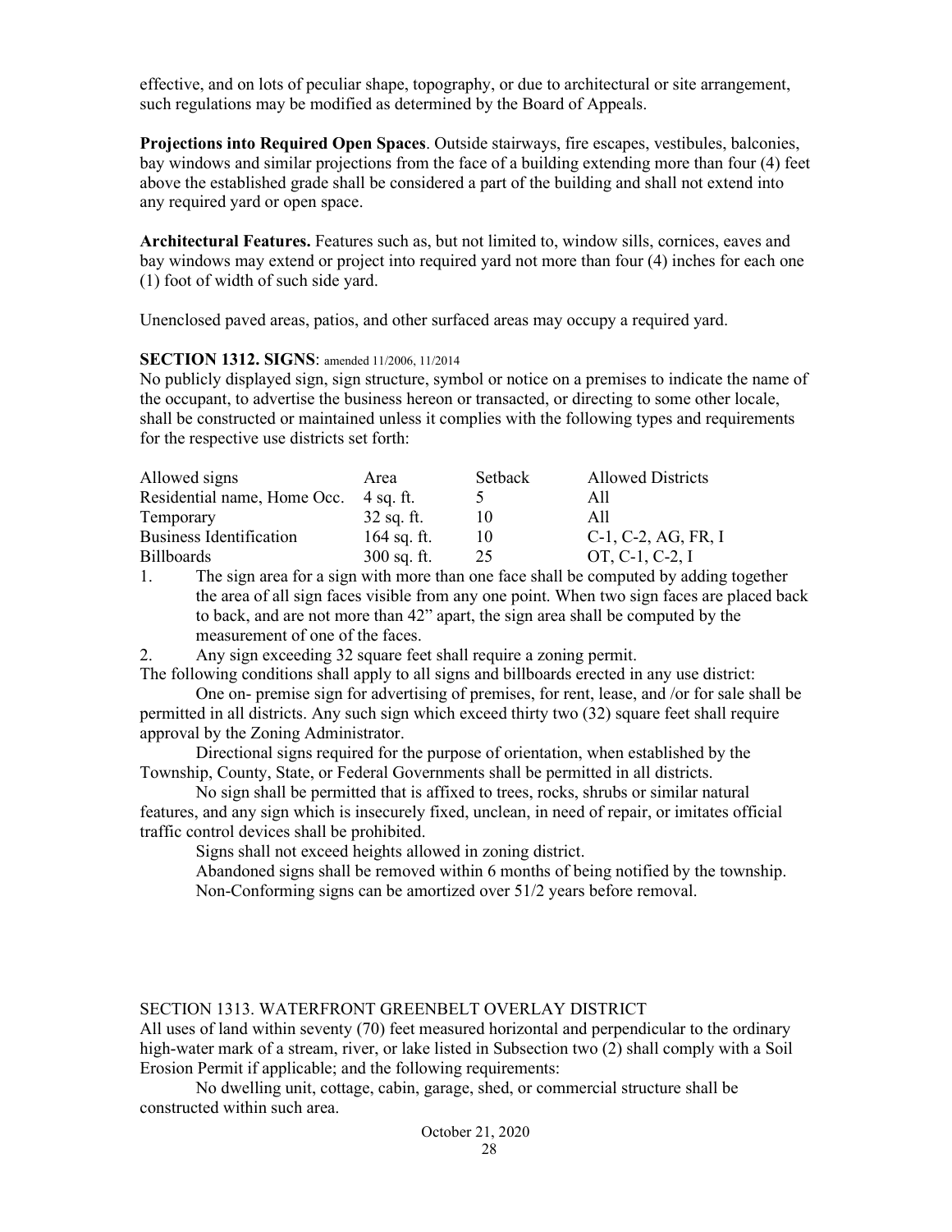effective, and on lots of peculiar shape, topography, or due to architectural or site arrangement, such regulations may be modified as determined by the Board of Appeals.

**Projections into Required Open Spaces**. Outside stairways, fire escapes, vestibules, balconies, bay windows and similar projections from the face of a building extending more than four (4) feet above the established grade shall be considered a part of the building and shall not extend into any required yard or open space.

**Architectural Features.** Features such as, but not limited to, window sills, cornices, eaves and bay windows may extend or project into required yard not more than four (4) inches for each one (1) foot of width of such side yard.

Unenclosed paved areas, patios, and other surfaced areas may occupy a required yard.

**SECTION 1312. SIGNS**: amended 11/2006, 11/2014

No publicly displayed sign, sign structure, symbol or notice on a premises to indicate the name of the occupant, to advertise the business hereon or transacted, or directing to some other locale, shall be constructed or maintained unless it complies with the following types and requirements for the respective use districts set forth:

| Allowed signs | Area | Setback | Allowed Districts |
|---|---|---|---|
| Residential name, Home Occ. | 4 sq. ft. | 5 | All |
| Temporary | 32 sq. ft. | 10 | All |
| Business Identification | 164 sq. ft. | 10 | C-1, C-2, AG, FR, I |
| Billboards | 300 sq. ft. | 25 | OT, C-1, C-2, I |

1. The sign area for a sign with more than one face shall be computed by adding together the area of all sign faces visible from any one point. When two sign faces are placed back to back, and are not more than 42" apart, the sign area shall be computed by the measurement of one of the faces.
2. Any sign exceeding 32 square feet shall require a zoning permit.

The following conditions shall apply to all signs and billboards erected in any use district:

One on- premise sign for advertising of premises, for rent, lease, and /or for sale shall be permitted in all districts. Any such sign which exceed thirty two (32) square feet shall require approval by the Zoning Administrator.

Directional signs required for the purpose of orientation, when established by the Township, County, State, or Federal Governments shall be permitted in all districts.

No sign shall be permitted that is affixed to trees, rocks, shrubs or similar natural features, and any sign which is insecurely fixed, unclean, in need of repair, or imitates official traffic control devices shall be prohibited.

Signs shall not exceed heights allowed in zoning district.

Abandoned signs shall be removed within 6 months of being notified by the township.

Non-Conforming signs can be amortized over 51/2 years before removal.

SECTION 1313. WATERFRONT GREENBELT OVERLAY DISTRICT

All uses of land within seventy (70) feet measured horizontal and perpendicular to the ordinary high-water mark of a stream, river, or lake listed in Subsection two (2) shall comply with a Soil Erosion Permit if applicable; and the following requirements:

No dwelling unit, cottage, cabin, garage, shed, or commercial structure shall be constructed within such area.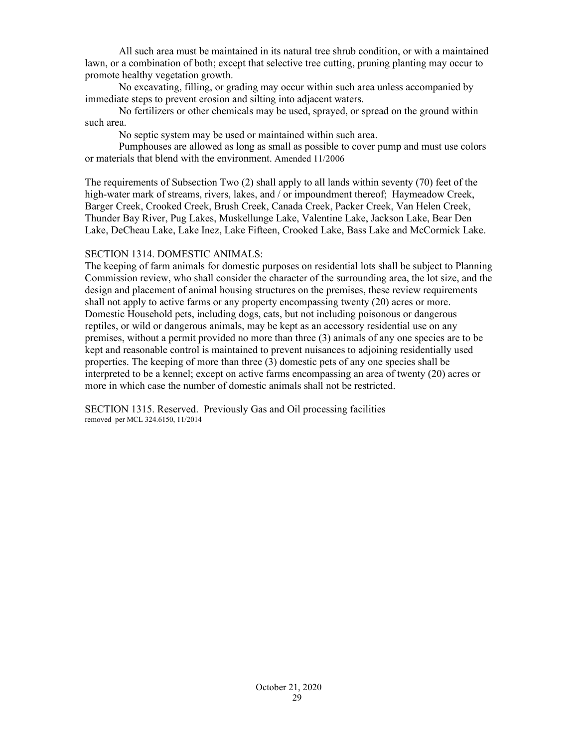All such area must be maintained in its natural tree shrub condition, or with a maintained lawn, or a combination of both; except that selective tree cutting, pruning planting may occur to promote healthy vegetation growth.

No excavating, filling, or grading may occur within such area unless accompanied by immediate steps to prevent erosion and silting into adjacent waters.

No fertilizers or other chemicals may be used, sprayed, or spread on the ground within such area.

No septic system may be used or maintained within such area.

Pumphouses are allowed as long as small as possible to cover pump and must use colors or materials that blend with the environment. Amended 11/2006

The requirements of Subsection Two (2) shall apply to all lands within seventy (70) feet of the high-water mark of streams, rivers, lakes, and / or impoundment thereof; Haymeadow Creek, Barger Creek, Crooked Creek, Brush Creek, Canada Creek, Packer Creek, Van Helen Creek, Thunder Bay River, Pug Lakes, Muskellunge Lake, Valentine Lake, Jackson Lake, Bear Den Lake, DeCheau Lake, Lake Inez, Lake Fifteen, Crooked Lake, Bass Lake and McCormick Lake.

SECTION 1314. DOMESTIC ANIMALS:

The keeping of farm animals for domestic purposes on residential lots shall be subject to Planning Commission review, who shall consider the character of the surrounding area, the lot size, and the design and placement of animal housing structures on the premises, these review requirements shall not apply to active farms or any property encompassing twenty (20) acres or more. Domestic Household pets, including dogs, cats, but not including poisonous or dangerous reptiles, or wild or dangerous animals, may be kept as an accessory residential use on any premises, without a permit provided no more than three (3) animals of any one species are to be kept and reasonable control is maintained to prevent nuisances to adjoining residentially used properties. The keeping of more than three (3) domestic pets of any one species shall be interpreted to be a kennel; except on active farms encompassing an area of twenty (20) acres or more in which case the number of domestic animals shall not be restricted.

SECTION 1315. Reserved. Previously Gas and Oil processing facilities
removed per MCL 324.6150, 11/2014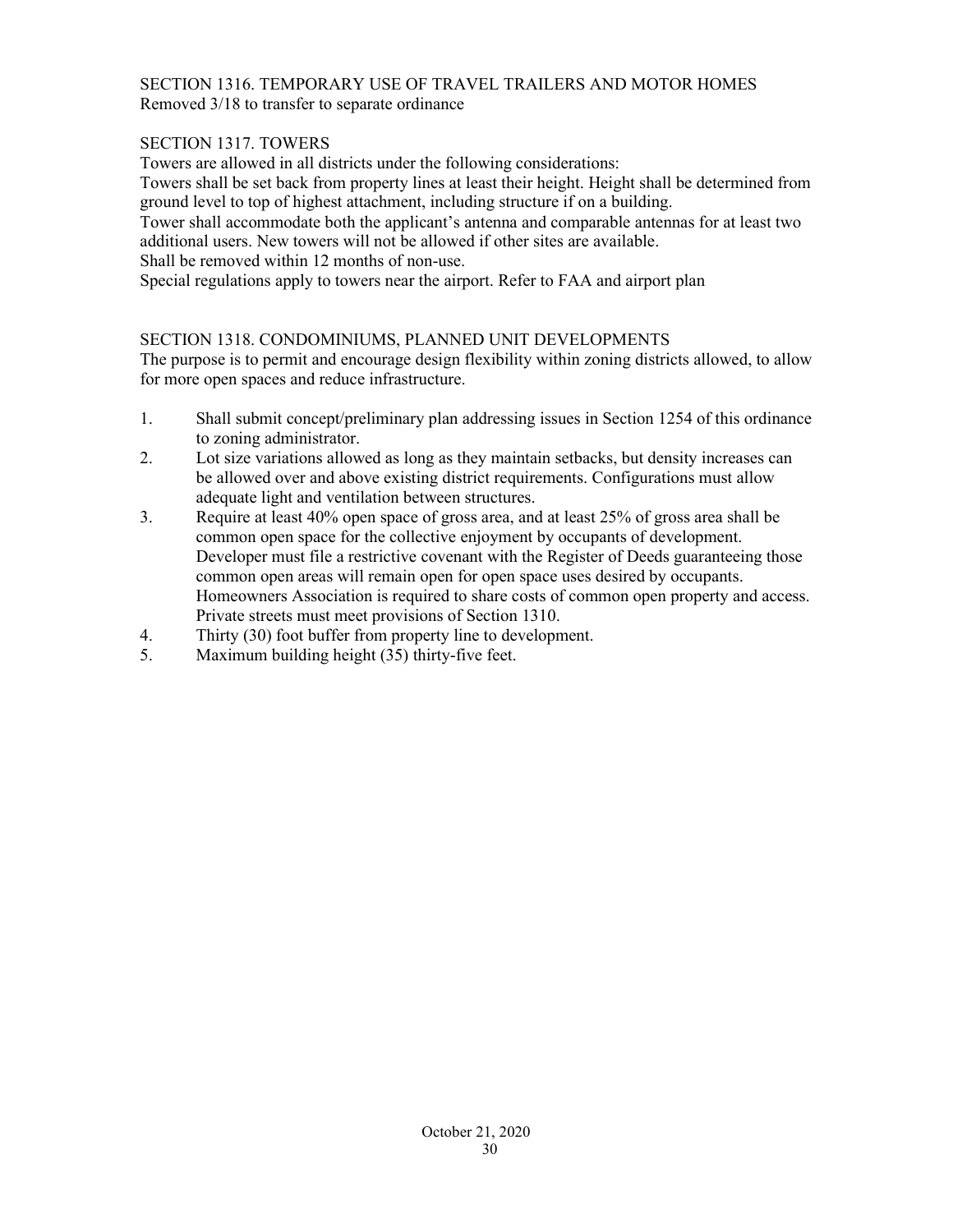## SECTION 1316. TEMPORARY USE OF TRAVEL TRAILERS AND MOTOR HOMES

Removed 3/18 to transfer to separate ordinance

## SECTION 1317. TOWERS

Towers are allowed in all districts under the following considerations:

Towers shall be set back from property lines at least their height. Height shall be determined from ground level to top of highest attachment, including structure if on a building.

Tower shall accommodate both the applicant's antenna and comparable antennas for at least two additional users. New towers will not be allowed if other sites are available.

Shall be removed within 12 months of non-use.

Special regulations apply to towers near the airport. Refer to FAA and airport plan

## SECTION 1318. CONDOMINIUMS, PLANNED UNIT DEVELOPMENTS

The purpose is to permit and encourage design flexibility within zoning districts allowed, to allow for more open spaces and reduce infrastructure.

1. Shall submit concept/preliminary plan addressing issues in Section 1254 of this ordinance to zoning administrator.
2. Lot size variations allowed as long as they maintain setbacks, but density increases can be allowed over and above existing district requirements. Configurations must allow adequate light and ventilation between structures.
3. Require at least 40% open space of gross area, and at least 25% of gross area shall be common open space for the collective enjoyment by occupants of development. Developer must file a restrictive covenant with the Register of Deeds guaranteeing those common open areas will remain open for open space uses desired by occupants. Homeowners Association is required to share costs of common open property and access. Private streets must meet provisions of Section 1310.
4. Thirty (30) foot buffer from property line to development.
5. Maximum building height (35) thirty-five feet.

October 21, 2020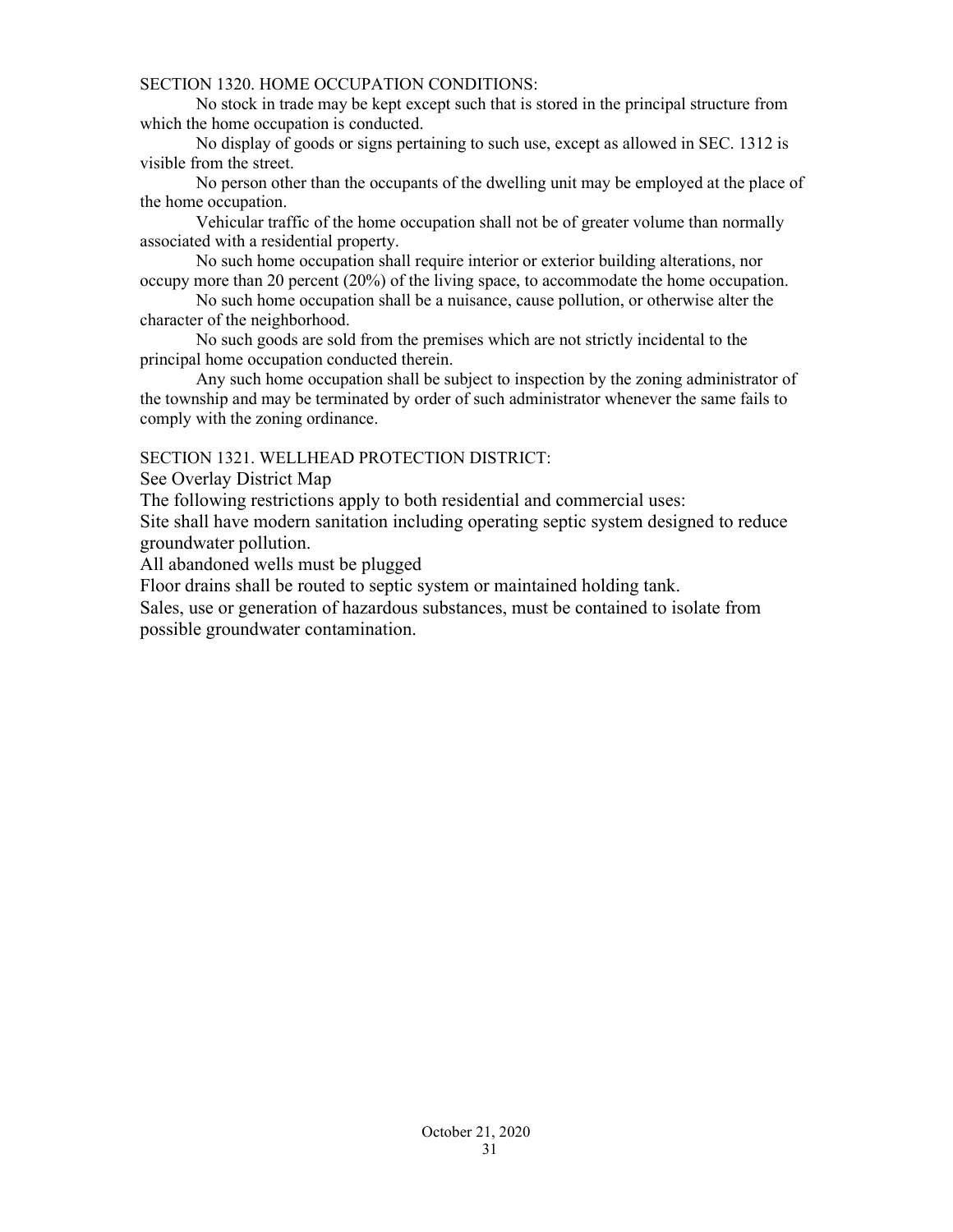## SECTION 1320. HOME OCCUPATION CONDITIONS:

No stock in trade may be kept except such that is stored in the principal structure from which the home occupation is conducted.

No display of goods or signs pertaining to such use, except as allowed in SEC. 1312 is visible from the street.

No person other than the occupants of the dwelling unit may be employed at the place of the home occupation.

Vehicular traffic of the home occupation shall not be of greater volume than normally associated with a residential property.

No such home occupation shall require interior or exterior building alterations, nor occupy more than 20 percent (20%) of the living space, to accommodate the home occupation.

No such home occupation shall be a nuisance, cause pollution, or otherwise alter the character of the neighborhood.

No such goods are sold from the premises which are not strictly incidental to the principal home occupation conducted therein.

Any such home occupation shall be subject to inspection by the zoning administrator of the township and may be terminated by order of such administrator whenever the same fails to comply with the zoning ordinance.

## SECTION 1321. WELLHEAD PROTECTION DISTRICT:

See Overlay District Map

The following restrictions apply to both residential and commercial uses:

Site shall have modern sanitation including operating septic system designed to reduce groundwater pollution.

All abandoned wells must be plugged

Floor drains shall be routed to septic system or maintained holding tank.

Sales, use or generation of hazardous substances, must be contained to isolate from possible groundwater contamination.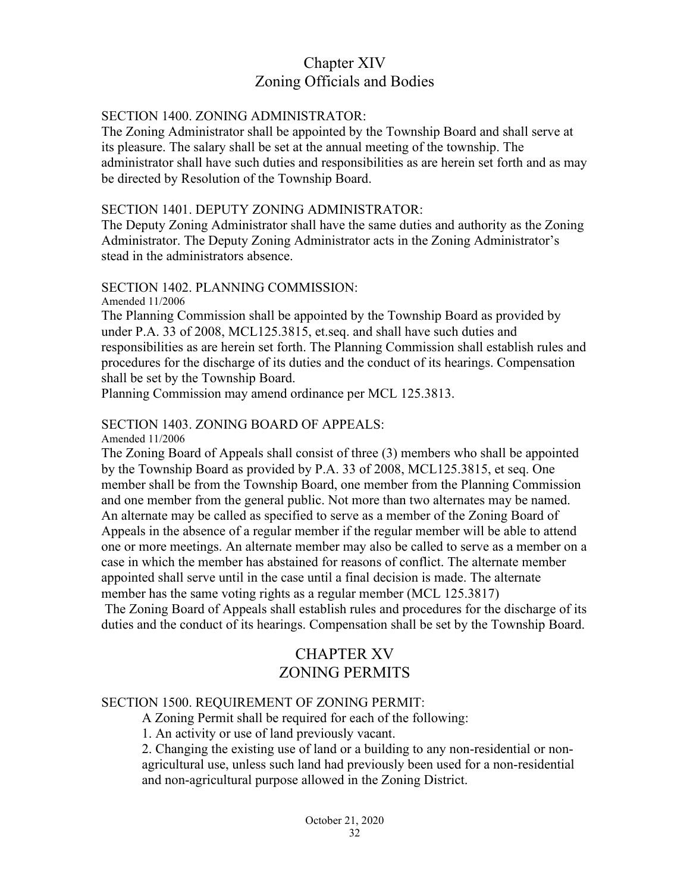# Chapter XIV
# Zoning Officials and Bodies

SECTION 1400. ZONING ADMINISTRATOR:
The Zoning Administrator shall be appointed by the Township Board and shall serve at its pleasure. The salary shall be set at the annual meeting of the township. The administrator shall have such duties and responsibilities as are herein set forth and as may be directed by Resolution of the Township Board.

SECTION 1401. DEPUTY ZONING ADMINISTRATOR:
The Deputy Zoning Administrator shall have the same duties and authority as the Zoning Administrator. The Deputy Zoning Administrator acts in the Zoning Administrator's stead in the administrators absence.

SECTION 1402. PLANNING COMMISSION:
Amended 11/2006
The Planning Commission shall be appointed by the Township Board as provided by under P.A. 33 of 2008, MCL125.3815, et.seq. and shall have such duties and responsibilities as are herein set forth. The Planning Commission shall establish rules and procedures for the discharge of its duties and the conduct of its hearings. Compensation shall be set by the Township Board.
Planning Commission may amend ordinance per MCL 125.3813.

SECTION 1403. ZONING BOARD OF APPEALS:
Amended 11/2006
The Zoning Board of Appeals shall consist of three (3) members who shall be appointed by the Township Board as provided by P.A. 33 of 2008, MCL125.3815, et seq. One member shall be from the Township Board, one member from the Planning Commission and one member from the general public. Not more than two alternates may be named. An alternate may be called as specified to serve as a member of the Zoning Board of Appeals in the absence of a regular member if the regular member will be able to attend one or more meetings. An alternate member may also be called to serve as a member on a case in which the member has abstained for reasons of conflict. The alternate member appointed shall serve until in the case until a final decision is made. The alternate member has the same voting rights as a regular member (MCL 125.3817)
The Zoning Board of Appeals shall establish rules and procedures for the discharge of its duties and the conduct of its hearings. Compensation shall be set by the Township Board.

# CHAPTER XV
# ZONING PERMITS

SECTION 1500. REQUIREMENT OF ZONING PERMIT:
A Zoning Permit shall be required for each of the following:
1. An activity or use of land previously vacant.
2. Changing the existing use of land or a building to any non-residential or non-agricultural use, unless such land had previously been used for a non-residential and non-agricultural purpose allowed in the Zoning District.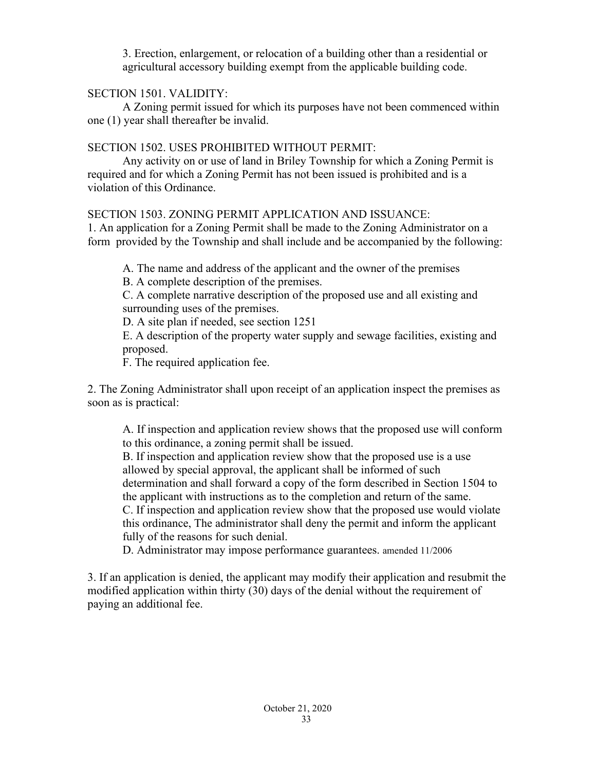3. Erection, enlargement, or relocation of a building other than a residential or agricultural accessory building exempt from the applicable building code.

SECTION 1501. VALIDITY:

A Zoning permit issued for which its purposes have not been commenced within one (1) year shall thereafter be invalid.

SECTION 1502. USES PROHIBITED WITHOUT PERMIT:

Any activity on or use of land in Briley Township for which a Zoning Permit is required and for which a Zoning Permit has not been issued is prohibited and is a violation of this Ordinance.

SECTION 1503. ZONING PERMIT APPLICATION AND ISSUANCE:

1. An application for a Zoning Permit shall be made to the Zoning Administrator on a form provided by the Township and shall include and be accompanied by the following:

A. The name and address of the applicant and the owner of the premises

B. A complete description of the premises.

C. A complete narrative description of the proposed use and all existing and surrounding uses of the premises.

D. A site plan if needed, see section 1251

E. A description of the property water supply and sewage facilities, existing and proposed.

F. The required application fee.

2. The Zoning Administrator shall upon receipt of an application inspect the premises as soon as is practical:

A. If inspection and application review shows that the proposed use will conform to this ordinance, a zoning permit shall be issued.

B. If inspection and application review show that the proposed use is a use allowed by special approval, the applicant shall be informed of such determination and shall forward a copy of the form described in Section 1504 to the applicant with instructions as to the completion and return of the same.

C. If inspection and application review show that the proposed use would violate this ordinance, The administrator shall deny the permit and inform the applicant fully of the reasons for such denial.

D. Administrator may impose performance guarantees. amended 11/2006

3. If an application is denied, the applicant may modify their application and resubmit the modified application within thirty (30) days of the denial without the requirement of paying an additional fee.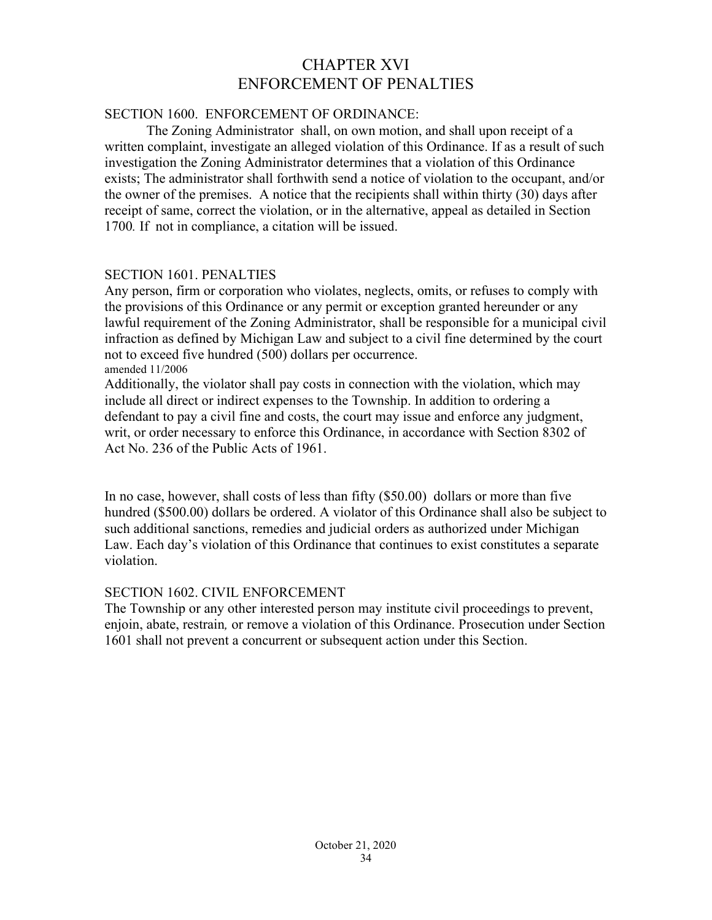# CHAPTER XVI
# ENFORCEMENT OF PENALTIES

## SECTION 1600. ENFORCEMENT OF ORDINANCE:

The Zoning Administrator shall, on own motion, and shall upon receipt of a written complaint, investigate an alleged violation of this Ordinance. If as a result of such investigation the Zoning Administrator determines that a violation of this Ordinance exists; The administrator shall forthwith send a notice of violation to the occupant, and/or the owner of the premises. A notice that the recipients shall within thirty (30) days after receipt of same, correct the violation, or in the alternative, appeal as detailed in Section 1700. If not in compliance, a citation will be issued.

## SECTION 1601. PENALTIES

Any person, firm or corporation who violates, neglects, omits, or refuses to comply with the provisions of this Ordinance or any permit or exception granted hereunder or any lawful requirement of the Zoning Administrator, shall be responsible for a municipal civil infraction as defined by Michigan Law and subject to a civil fine determined by the court not to exceed five hundred (500) dollars per occurrence.
amended 11/2006
Additionally, the violator shall pay costs in connection with the violation, which may include all direct or indirect expenses to the Township. In addition to ordering a defendant to pay a civil fine and costs, the court may issue and enforce any judgment, writ, or order necessary to enforce this Ordinance, in accordance with Section 8302 of Act No. 236 of the Public Acts of 1961.

In no case, however, shall costs of less than fifty ($50.00) dollars or more than five hundred ($500.00) dollars be ordered. A violator of this Ordinance shall also be subject to such additional sanctions, remedies and judicial orders as authorized under Michigan Law. Each day's violation of this Ordinance that continues to exist constitutes a separate violation.

## SECTION 1602. CIVIL ENFORCEMENT

The Township or any other interested person may institute civil proceedings to prevent, enjoin, abate, restrain, or remove a violation of this Ordinance. Prosecution under Section 1601 shall not prevent a concurrent or subsequent action under this Section.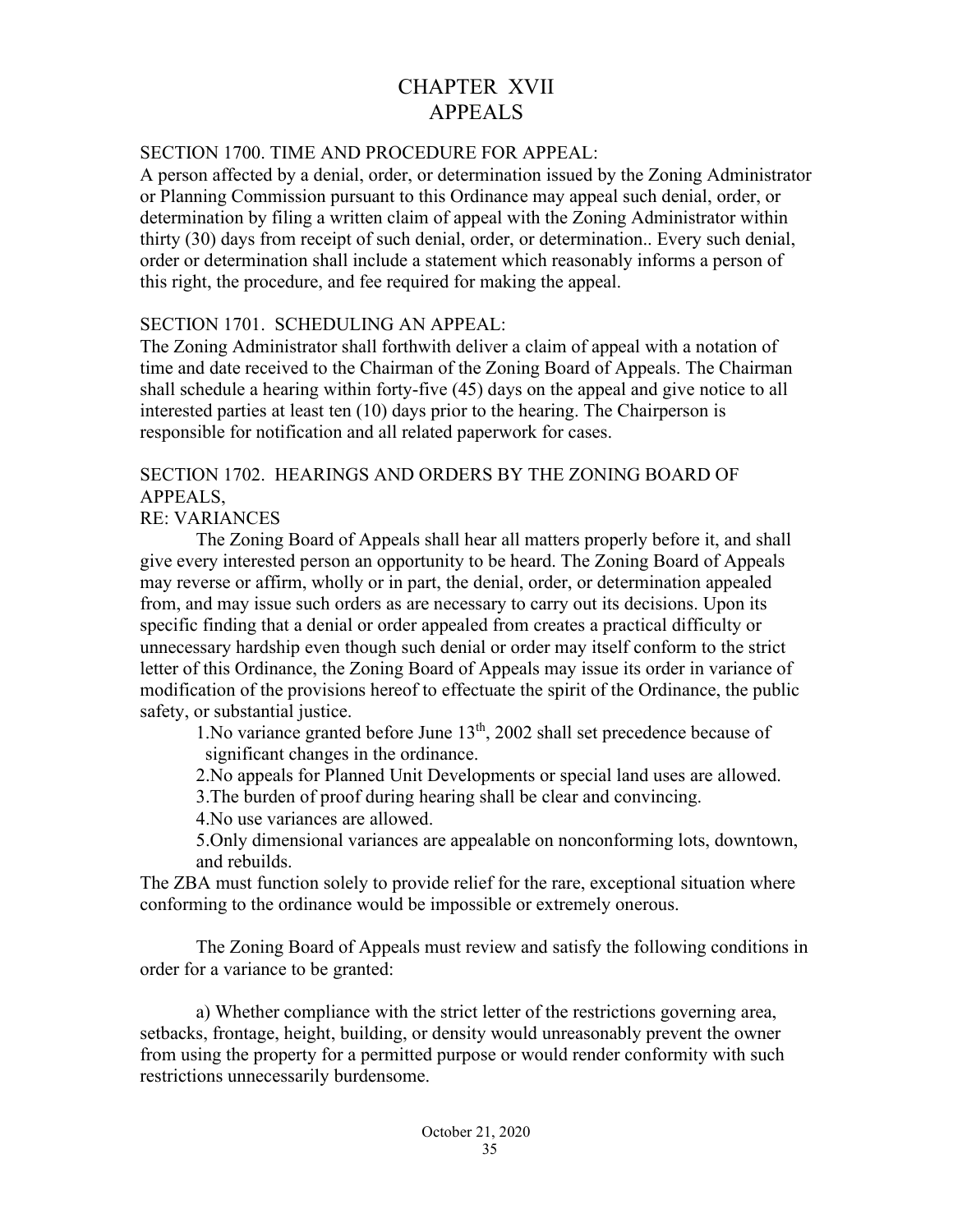# CHAPTER XVII
# APPEALS

## SECTION 1700. TIME AND PROCEDURE FOR APPEAL:

A person affected by a denial, order, or determination issued by the Zoning Administrator or Planning Commission pursuant to this Ordinance may appeal such denial, order, or determination by filing a written claim of appeal with the Zoning Administrator within thirty (30) days from receipt of such denial, order, or determination.. Every such denial, order or determination shall include a statement which reasonably informs a person of this right, the procedure, and fee required for making the appeal.

## SECTION 1701. SCHEDULING AN APPEAL:

The Zoning Administrator shall forthwith deliver a claim of appeal with a notation of time and date received to the Chairman of the Zoning Board of Appeals. The Chairman shall schedule a hearing within forty-five (45) days on the appeal and give notice to all interested parties at least ten (10) days prior to the hearing. The Chairperson is responsible for notification and all related paperwork for cases.

## SECTION 1702. HEARINGS AND ORDERS BY THE ZONING BOARD OF APPEALS,
## RE: VARIANCES

The Zoning Board of Appeals shall hear all matters properly before it, and shall give every interested person an opportunity to be heard. The Zoning Board of Appeals may reverse or affirm, wholly or in part, the denial, order, or determination appealed from, and may issue such orders as are necessary to carry out its decisions. Upon its specific finding that a denial or order appealed from creates a practical difficulty or unnecessary hardship even though such denial or order may itself conform to the strict letter of this Ordinance, the Zoning Board of Appeals may issue its order in variance of modification of the provisions hereof to effectuate the spirit of the Ordinance, the public safety, or substantial justice.

1. No variance granted before June 13th, 2002 shall set precedence because of significant changes in the ordinance.
2. No appeals for Planned Unit Developments or special land uses are allowed.
3. The burden of proof during hearing shall be clear and convincing.
4. No use variances are allowed.
5. Only dimensional variances are appealable on nonconforming lots, downtown, and rebuilds.

The ZBA must function solely to provide relief for the rare, exceptional situation where conforming to the ordinance would be impossible or extremely onerous.

The Zoning Board of Appeals must review and satisfy the following conditions in order for a variance to be granted:

a) Whether compliance with the strict letter of the restrictions governing area, setbacks, frontage, height, building, or density would unreasonably prevent the owner from using the property for a permitted purpose or would render conformity with such restrictions unnecessarily burdensome.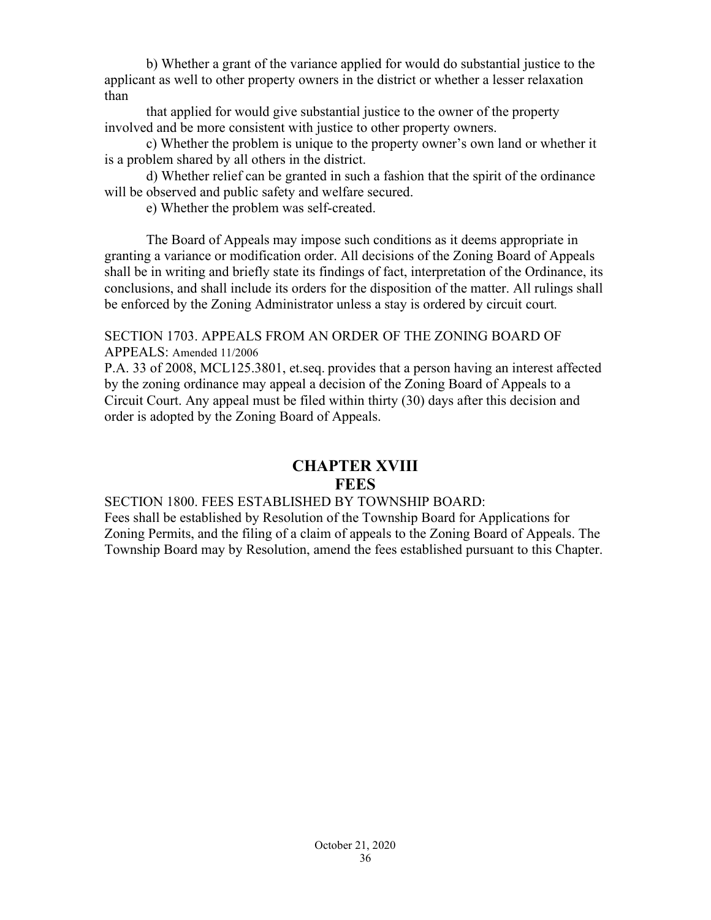b) Whether a grant of the variance applied for would do substantial justice to the applicant as well to other property owners in the district or whether a lesser relaxation than

that applied for would give substantial justice to the owner of the property involved and be more consistent with justice to other property owners.

c) Whether the problem is unique to the property owner's own land or whether it is a problem shared by all others in the district.

d) Whether relief can be granted in such a fashion that the spirit of the ordinance will be observed and public safety and welfare secured.

e) Whether the problem was self-created.

The Board of Appeals may impose such conditions as it deems appropriate in granting a variance or modification order. All decisions of the Zoning Board of Appeals shall be in writing and briefly state its findings of fact, interpretation of the Ordinance, its conclusions, and shall include its orders for the disposition of the matter. All rulings shall be enforced by the Zoning Administrator unless a stay is ordered by circuit court.

SECTION 1703. APPEALS FROM AN ORDER OF THE ZONING BOARD OF APPEALS: Amended 11/2006

P.A. 33 of 2008, MCL125.3801, et.seq. provides that a person having an interest affected by the zoning ordinance may appeal a decision of the Zoning Board of Appeals to a Circuit Court. Any appeal must be filed within thirty (30) days after this decision and order is adopted by the Zoning Board of Appeals.

# CHAPTER XVIII
# FEES

SECTION 1800. FEES ESTABLISHED BY TOWNSHIP BOARD:

Fees shall be established by Resolution of the Township Board for Applications for Zoning Permits, and the filing of a claim of appeals to the Zoning Board of Appeals. The Township Board may by Resolution, amend the fees established pursuant to this Chapter.